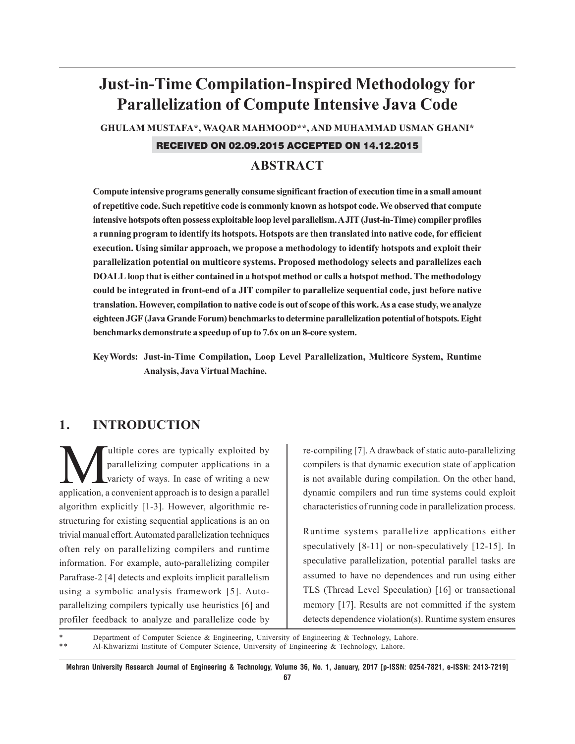# Just-in-Time Compilation-Inspired Methodology for Parallelization of Compute Intensive Java Code

GHULAM MUSTAFA*, WAQAR MAHMOOD**, AND MUHAMMAD USMAN GHANI*

RECEIVED ON 02.09.2015 ACCEPTED ON 14.12.2015

## ABSTRACT

**Compute intensive programs generally consume significant fraction of execution time in a small amount of repetitive code. Such repetitive code is commonly known as hotspot code. We observed that compute intensive hotspots often possess exploitable loop level parallelism. A JIT (Just-in-Time) compiler profiles a running program to identify its hotspots. Hotspots are then translated into native code, for efficient execution. Using similar approach, we propose a methodology to identify hotspots and exploit their parallelization potential on multicore systems. Proposed methodology selects and parallelizes each DOALL loop that is either contained in a hotspot method or calls a hotspot method. The methodology could be integrated in front-end of a JIT compiler to parallelize sequential code, just before native translation. However, compilation to native code is out of scope of this work. As a case study, we analyze eighteen JGF (Java Grande Forum) benchmarks to determine parallelization potential of hotspots. Eight benchmarks demonstrate a speedup of up to 7.6x on an 8-core system.**

**Key Words: Just-in-Time Compilation, Loop Level Parallelization, Multicore System, Runtime Analysis, Java Virtual Machine.**

## 1. INTRODUCTION

Multiple cores are typically exploited by parallelizing computer applications in a variety of ways. In case of writing a new application, a convenient approach is to design a parallel algorithm explicitly [1-3]. However, algorithmic re-structuring for existing sequential applications is an on trivial manual effort. Automated parallelization techniques often rely on parallelizing compilers and runtime information. For example, auto-parallelizing compiler Parafrase-2 [4] detects and exploits implicit parallelism using a symbolic analysis framework [5]. Auto-parallelizing compilers typically use heuristics [6] and profiler feedback to analyze and parallelize code by re-compiling [7]. A drawback of static auto-parallelizing compilers is that dynamic execution state of application is not available during compilation. On the other hand, dynamic compilers and run time systems could exploit characteristics of running code in parallelization process.

Runtime systems parallelize applications either speculatively [8-11] or non-speculatively [12-15]. In speculative parallelization, potential parallel tasks are assumed to have no dependences and run using either TLS (Thread Level Speculation) [16] or transactional memory [17]. Results are not committed if the system detects dependence violation(s). Runtime system ensures

\* Department of Computer Science & Engineering, University of Engineering & Technology, Lahore.
\*\* Al-Khwarizmi Institute of Computer Science, University of Engineering & Technology, Lahore.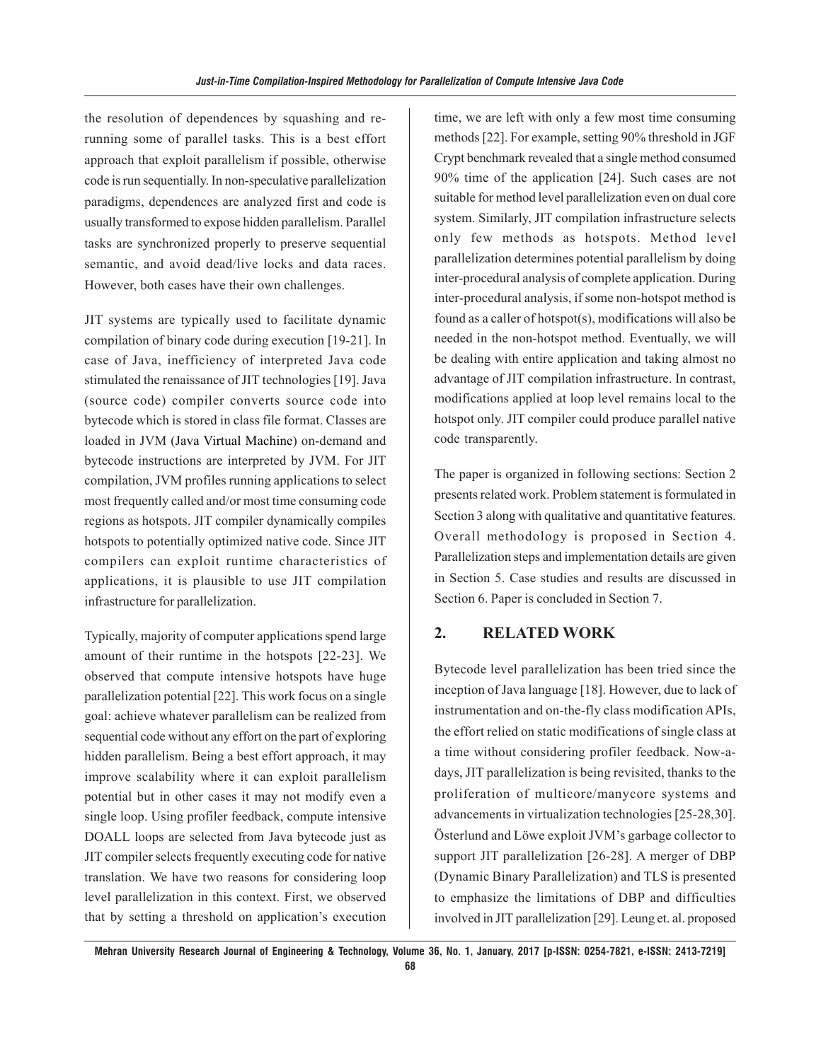the resolution of dependences by squashing and re-running some of parallel tasks. This is a best effort approach that exploit parallelism if possible, otherwise code is run sequentially. In non-speculative parallelization paradigms, dependences are analyzed first and code is usually transformed to expose hidden parallelism. Parallel tasks are synchronized properly to preserve sequential semantic, and avoid dead/live locks and data races. However, both cases have their own challenges.

JIT systems are typically used to facilitate dynamic compilation of binary code during execution [19-21]. In case of Java, inefficiency of interpreted Java code stimulated the renaissance of JIT technologies [19]. Java (source code) compiler converts source code into bytecode which is stored in class file format. Classes are loaded in JVM (Java Virtual Machine) on-demand and bytecode instructions are interpreted by JVM. For JIT compilation, JVM profiles running applications to select most frequently called and/or most time consuming code regions as hotspots. JIT compiler dynamically compiles hotspots to potentially optimized native code. Since JIT compilers can exploit runtime characteristics of applications, it is plausible to use JIT compilation infrastructure for parallelization.

Typically, majority of computer applications spend large amount of their runtime in the hotspots [22-23]. We observed that compute intensive hotspots have huge parallelization potential [22]. This work focus on a single goal: achieve whatever parallelism can be realized from sequential code without any effort on the part of exploring hidden parallelism. Being a best effort approach, it may improve scalability where it can exploit parallelism potential but in other cases it may not modify even a single loop. Using profiler feedback, compute intensive DOALL loops are selected from Java bytecode just as JIT compiler selects frequently executing code for native translation. We have two reasons for considering loop level parallelization in this context. First, we observed that by setting a threshold on application's execution time, we are left with only a few most time consuming methods [22]. For example, setting 90% threshold in JGF Crypt benchmark revealed that a single method consumed 90% time of the application [24]. Such cases are not suitable for method level parallelization even on dual core system. Similarly, JIT compilation infrastructure selects only few methods as hotspots. Method level parallelization determines potential parallelism by doing inter-procedural analysis of complete application. During inter-procedural analysis, if some non-hotspot method is found as a caller of hotspot(s), modifications will also be needed in the non-hotspot method. Eventually, we will be dealing with entire application and taking almost no advantage of JIT compilation infrastructure. In contrast, modifications applied at loop level remains local to the hotspot only. JIT compiler could produce parallel native code transparently.

The paper is organized in following sections: Section 2 presents related work. Problem statement is formulated in Section 3 along with qualitative and quantitative features. Overall methodology is proposed in Section 4. Parallelization steps and implementation details are given in Section 5. Case studies and results are discussed in Section 6. Paper is concluded in Section 7.

## 2. RELATED WORK

Bytecode level parallelization has been tried since the inception of Java language [18]. However, due to lack of instrumentation and on-the-fly class modification APIs, the effort relied on static modifications of single class at a time without considering profiler feedback. Now-a-days, JIT parallelization is being revisited, thanks to the proliferation of multicore/manycore systems and advancements in virtualization technologies [25-28,30]. Österlund and Löwe exploit JVM's garbage collector to support JIT parallelization [26-28]. A merger of DBP (Dynamic Binary Parallelization) and TLS is presented to emphasize the limitations of DBP and difficulties involved in JIT parallelization [29]. Leung et. al. proposed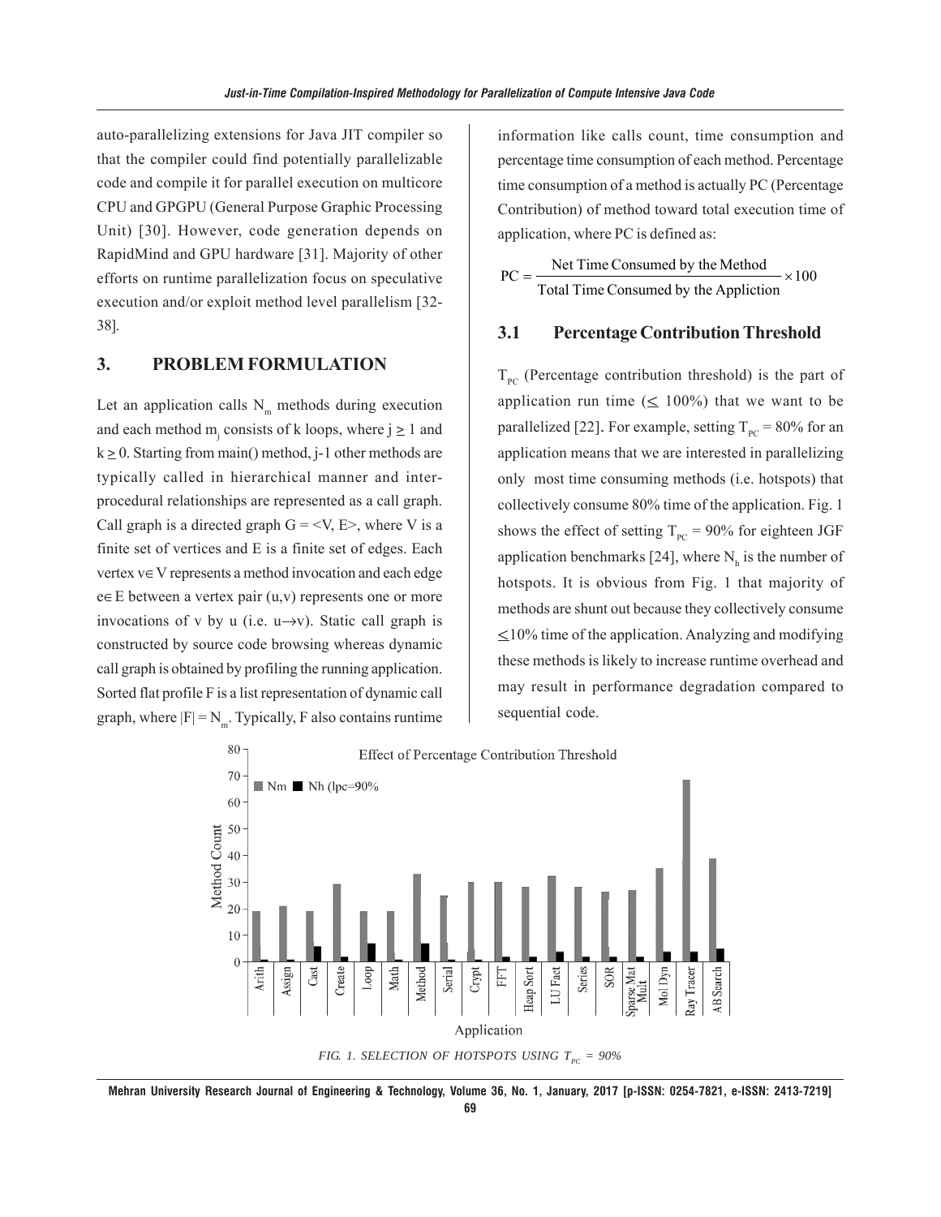auto-parallelizing extensions for Java JIT compiler so that the compiler could find potentially parallelizable code and compile it for parallel execution on multicore CPU and GPGPU (General Purpose Graphic Processing Unit) [30]. However, code generation depends on RapidMind and GPU hardware [31]. Majority of other efforts on runtime parallelization focus on speculative execution and/or exploit method level parallelism [32-38].

## 3. PROBLEM FORMULATION

Let an application calls $N_m$ methods during execution and each method $m_j$ consists of k loops, where $j \geq 1$ and $k \geq 0$. Starting from main() method, j-1 other methods are typically called in hierarchical manner and inter-procedural relationships are represented as a call graph. Call graph is a directed graph $G = <V, E>$, where V is a finite set of vertices and E is a finite set of edges. Each vertex $v \in V$ represents a method invocation and each edge $e \in E$ between a vertex pair (u,v) represents one or more invocations of v by u (i.e. $u \rightarrow v$). Static call graph is constructed by source code browsing whereas dynamic call graph is obtained by profiling the running application. Sorted flat profile F is a list representation of dynamic call graph, where $|F| = N_m$. Typically, F also contains runtime information like calls count, time consumption and percentage time consumption of each method. Percentage time consumption of a method is actually PC (Percentage Contribution) of method toward total execution time of application, where PC is defined as:

$$PC = \frac{\text{Net Time Consumed by the Method}}{\text{Total Time Consumed by the Appliction}} \times 100$$

### 3.1 Percentage Contribution Threshold

$T_{PC}$ (Percentage contribution threshold) is the part of application run time ($\leq$ 100%) that we want to be parallelized [22]. For example, setting $T_{PC}$ = 80% for an application means that we are interested in parallelizing only most time consuming methods (i.e. hotspots) that collectively consume 80% time of the application. Fig. 1 shows the effect of setting $T_{PC}$ = 90% for eighteen JGF application benchmarks [24], where $N_h$ is the number of hotspots. It is obvious from Fig. 1 that majority of methods are shunt out because they collectively consume $\leq$10% time of the application. Analyzing and modifying these methods is likely to increase runtime overhead and may result in performance degradation compared to sequential code.

FIG. 1. SELECTION OF HOTSPOTS USING $T_{PC}$ = 90%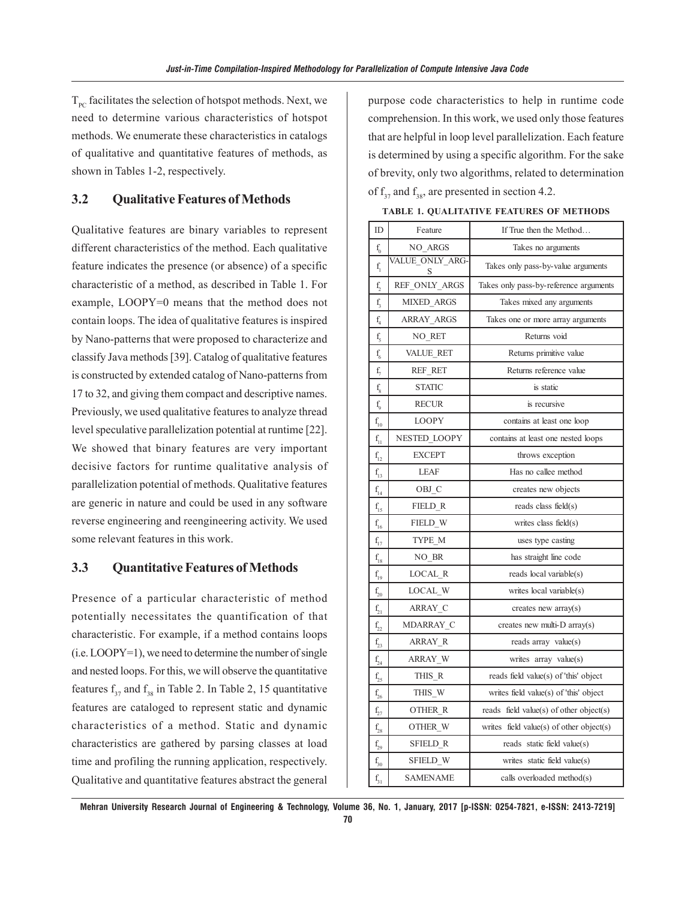$T_{PC}$ facilitates the selection of hotspot methods. Next, we need to determine various characteristics of hotspot methods. We enumerate these characteristics in catalogs of qualitative and quantitative features of methods, as shown in Tables 1-2, respectively.

### 3.2 Qualitative Features of Methods

Qualitative features are binary variables to represent different characteristics of the method. Each qualitative feature indicates the presence (or absence) of a specific characteristic of a method, as described in Table 1. For example, LOOPY=0 means that the method does not contain loops. The idea of qualitative features is inspired by Nano-patterns that were proposed to characterize and classify Java methods [39]. Catalog of qualitative features is constructed by extended catalog of Nano-patterns from 17 to 32, and giving them compact and descriptive names. Previously, we used qualitative features to analyze thread level speculative parallelization potential at runtime [22]. We showed that binary features are very important decisive factors for runtime qualitative analysis of parallelization potential of methods. Qualitative features are generic in nature and could be used in any software reverse engineering and reengineering activity. We used some relevant features in this work.

### 3.3 Quantitative Features of Methods

Presence of a particular characteristic of method potentially necessitates the quantification of that characteristic. For example, if a method contains loops (i.e. LOOPY=1), we need to determine the number of single and nested loops. For this, we will observe the quantitative features $f_{37}$ and $f_{38}$ in Table 2. In Table 2, 15 quantitative features are cataloged to represent static and dynamic characteristics of a method. Static and dynamic characteristics are gathered by parsing classes at load time and profiling the running application, respectively. Qualitative and quantitative features abstract the general purpose code characteristics to help in runtime code comprehension. In this work, we used only those features that are helpful in loop level parallelization. Each feature is determined by using a specific algorithm. For the sake of brevity, only two algorithms, related to determination of $f_{37}$ and $f_{38}$, are presented in section 4.2.

**TABLE 1. QUALITATIVE FEATURES OF METHODS**

| ID | Feature | If True then the Method… |
|---|---|---|
| $f_0$ | NO_ARGS | Takes no arguments |
| $f_1$ | VALUE_ONLY_ARGS | Takes only pass-by-value arguments |
| $f_2$ | REF_ONLY_ARGS | Takes only pass-by-reference arguments |
| $f_3$ | MIXED_ARGS | Takes mixed any arguments |
| $f_4$ | ARRAY_ARGS | Takes one or more array arguments |
| $f_5$ | NO_RET | Returns void |
| $f_6$ | VALUE_RET | Returns primitive value |
| $f_7$ | REF_RET | Returns reference value |
| $f_8$ | STATIC | is static |
| $f_9$ | RECUR | is recursive |
| $f_{10}$ | LOOPY | contains at least one loop |
| $f_{11}$ | NESTED_LOOPY | contains at least one nested loops |
| $f_{12}$ | EXCEPT | throws exception |
| $f_{13}$ | LEAF | Has no callee method |
| $f_{14}$ | OBJ_C | creates new objects |
| $f_{15}$ | FIELD_R | reads class field(s) |
| $f_{16}$ | FIELD_W | writes class field(s) |
| $f_{17}$ | TYPE_M | uses type casting |
| $f_{18}$ | NO_BR | has straight line code |
| $f_{19}$ | LOCAL_R | reads local variable(s) |
| $f_{20}$ | LOCAL_W | writes local variable(s) |
| $f_{21}$ | ARRAY_C | creates new array(s) |
| $f_{22}$ | MDARRAY_C | creates new multi-D array(s) |
| $f_{23}$ | ARRAY_R | reads array value(s) |
| $f_{24}$ | ARRAY_W | writes array value(s) |
| $f_{25}$ | THIS_R | reads field value(s) of 'this' object |
| $f_{26}$ | THIS_W | writes field value(s) of 'this' object |
| $f_{27}$ | OTHER_R | reads field value(s) of other object(s) |
| $f_{28}$ | OTHER_W | writes field value(s) of other object(s) |
| $f_{29}$ | SFIELD_R | reads static field value(s) |
| $f_{30}$ | SFIELD_W | writes static field value(s) |
| $f_{31}$ | SAMENAME | calls overloaded method(s) |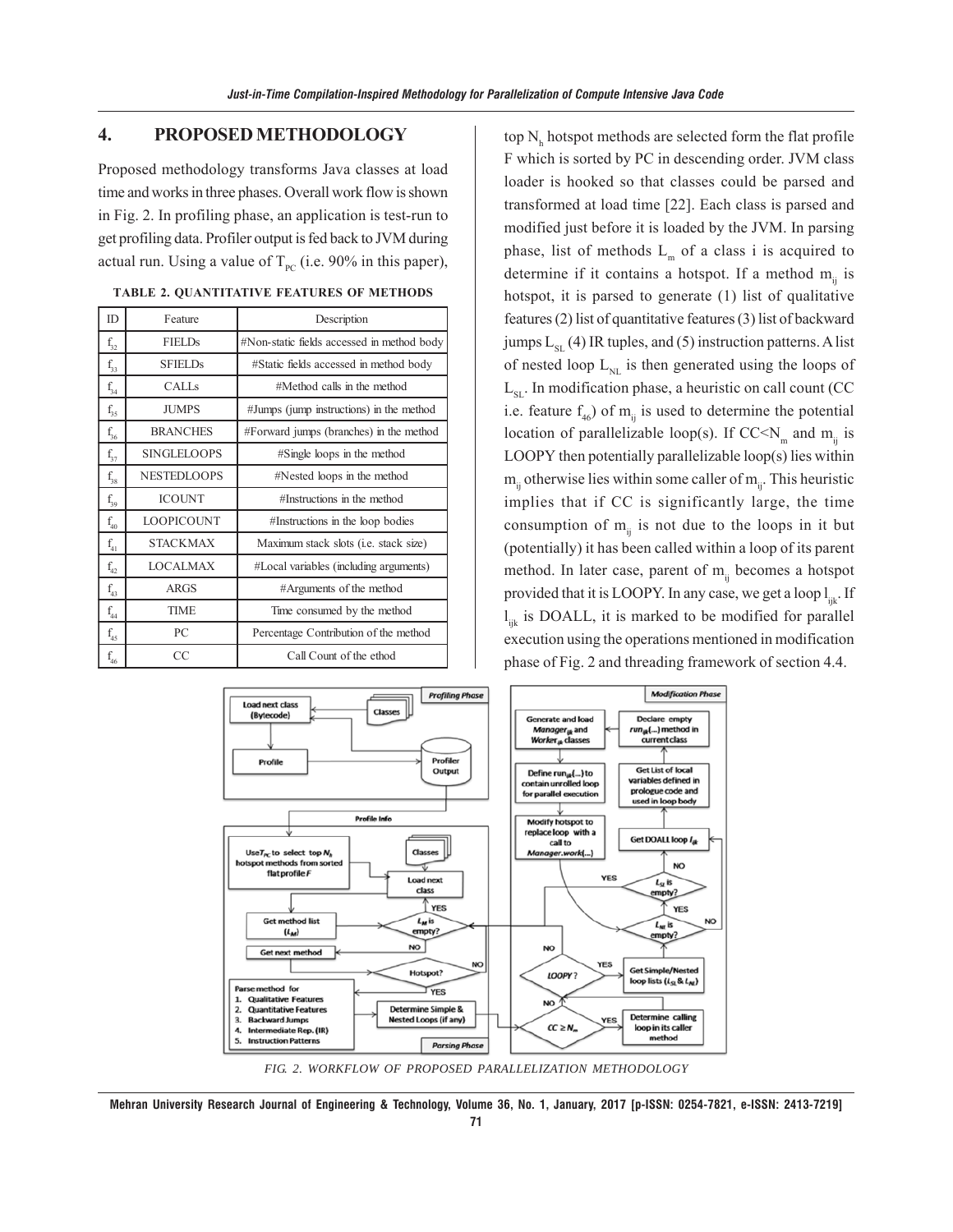## 4. PROPOSED METHODOLOGY

Proposed methodology transforms Java classes at load time and works in three phases. Overall work flow is shown in Fig. 2. In profiling phase, an application is test-run to get profiling data. Profiler output is fed back to JVM during actual run. Using a value of $T_{PC}$ (i.e. 90% in this paper), top $N_h$ hotspot methods are selected form the flat profile F which is sorted by PC in descending order. JVM class loader is hooked so that classes could be parsed and transformed at load time [22]. Each class is parsed and modified just before it is loaded by the JVM. In parsing phase, list of methods $L_m$ of a class i is acquired to determine if it contains a hotspot. If a method $m_{ij}$ is hotspot, it is parsed to generate (1) list of qualitative features (2) list of quantitative features (3) list of backward jumps $L_{SL}$ (4) IR tuples, and (5) instruction patterns. A list of nested loop $L_{NL}$ is then generated using the loops of $L_{SL}$. In modification phase, a heuristic on call count (CC i.e. feature $f_{46}$) of $m_{ij}$ is used to determine the potential location of parallelizable loop(s). If $CC<N_m$ and $m_{ij}$ is LOOPY then potentially parallelizable loop(s) lies within $m_{ij}$ otherwise lies within some caller of $m_{ij}$. This heuristic implies that if CC is significantly large, the time consumption of $m_{ij}$ is not due to the loops in it but (potentially) it has been called within a loop of its parent method. In later case, parent of $m_{ij}$ becomes a hotspot provided that it is LOOPY. In any case, we get a loop $l_{ijk}$. If $l_{ijk}$ is DOALL, it is marked to be modified for parallel execution using the operations mentioned in modification phase of Fig. 2 and threading framework of section 4.4.

**TABLE 2. QUANTITATIVE FEATURES OF METHODS**

| ID | Feature | Description |
|---|---|---|
| $f_{32}$ | FIELDs | #Non-static fields accessed in method body |
| $f_{33}$ | SFIELDs | #Static fields accessed in method body |
| $f_{34}$ | CALLs | #Method calls in the method |
| $f_{35}$ | JUMPS | #Jumps (jump instructions) in the method |
| $f_{36}$ | BRANCHES | #Forward jumps (branches) in the method |
| $f_{37}$ | SINGLELOOPS | #Single loops in the method |
| $f_{38}$ | NESTEDLOOPS | #Nested loops in the method |
| $f_{39}$ | ICOUNT | #Instructions in the method |
| $f_{40}$ | LOOPICOUNT | #Instructions in the loop bodies |
| $f_{41}$ | STACKMAX | Maximum stack slots (i.e. stack size) |
| $f_{42}$ | LOCALMAX | #Local variables (including arguments) |
| $f_{43}$ | ARGS | #Arguments of the method |
| $f_{44}$ | TIME | Time consumed by the method |
| $f_{45}$ | PC | Percentage Contribution of the method |
| $f_{46}$ | CC | Call Count of the ethod |

*FIG. 2. WORKFLOW OF PROPOSED PARALLELIZATION METHODOLOGY*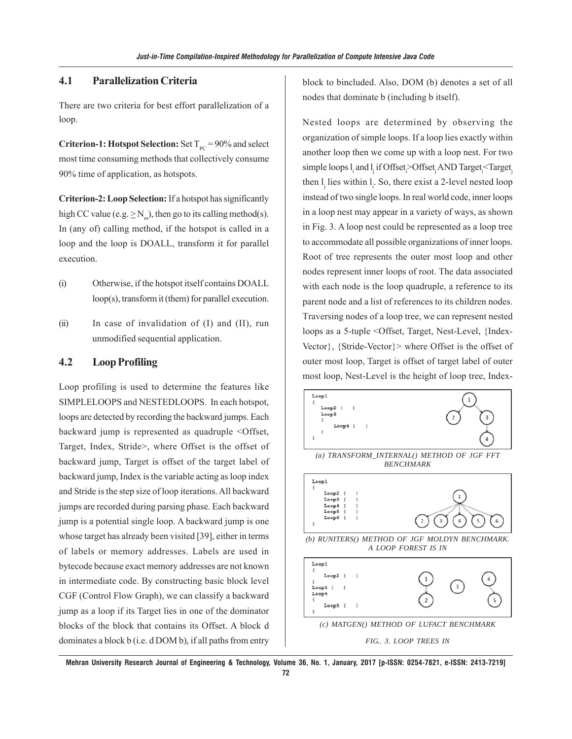## 4.1 Parallelization Criteria

There are two criteria for best effort parallelization of a loop.

**Criterion-1: Hotspot Selection:** Set $T_{PC}$ = 90% and select most time consuming methods that collectively consume 90% time of application, as hotspots.

**Criterion-2: Loop Selection:** If a hotspot has significantly high CC value (e.g. $\geq N_m$), then go to its calling method(s). In (any of) calling method, if the hotspot is called in a loop and the loop is DOALL, transform it for parallel execution.

(i) Otherwise, if the hotspot itself contains DOALL loop(s), transform it (them) for parallel execution.

(ii) In case of invalidation of (I) and (II), run unmodified sequential application.

## 4.2 Loop Profiling

Loop profiling is used to determine the features like SIMPLELOOPS and NESTEDLOOPS. In each hotspot, loops are detected by recording the backward jumps. Each backward jump is represented as quadruple <Offset, Target, Index, Stride>, where Offset is the offset of backward jump, Target is offset of the target label of backward jump, Index is the variable acting as loop index and Stride is the step size of loop iterations. All backward jumps are recorded during parsing phase. Each backward jump is a potential single loop. A backward jump is one whose target has already been visited [39], either in terms of labels or memory addresses. Labels are used in bytecode because exact memory addresses are not known in intermediate code. By constructing basic block level CGF (Control Flow Graph), we can classify a backward jump as a loop if its Target lies in one of the dominator blocks of the block that contains its Offset. A block d dominates a block b (i.e. d DOM b), if all paths from entry block to bincluded. Also, DOM (b) denotes a set of all nodes that dominate b (including b itself).

Nested loops are determined by observing the organization of simple loops. If a loop lies exactly within another loop then we come up with a loop nest. For two simple loops $l_i$ and $l_j$ if $Offset_i$>$Offset_j$ AND $Target_i$<$Target_j$ then $l_j$ lies within $l_i$. So, there exist a 2-level nested loop instead of two single loops. In real world code, inner loops in a loop nest may appear in a variety of ways, as shown in Fig. 3. A loop nest could be represented as a loop tree to accommodate all possible organizations of inner loops. Root of tree represents the outer most loop and other nodes represent inner loops of root. The data associated with each node is the loop quadruple, a reference to its parent node and a list of references to its children nodes. Traversing nodes of a loop tree, we can represent nested loops as a 5-tuple <Offset, Target, Nest-Level, {Index-Vector}, {Stride-Vector}> where Offset is the offset of outer most loop, Target is offset of target label of outer most loop, Nest-Level is the height of loop tree, Index-

```
Loop1
{
   Loop2 {   }
   Loop3
   {
       Loop4 {   }
   }
}
```

*(a) TRANSFORM_INTERNAL() METHOD OF JGF FFT BENCHMARK*

```
Loop1
{
    Loop2 {   }
    Loop3 {   }
    Loop4 {   }
    Loop5 {   }
    Loop6 {   }
}
```

*(b) RUNITERS() METHOD OF JGF MOLDYN BENCHMARK. A LOOP FOREST IS IN*

```
Loop1
{
    Loop2 {   }
}
Loop3 {   }
Loop4
{
    Loop5 {   }
}
```

*(c) MATGEN() METHOD OF LUFACT BENCHMARK*

*FIG.. 3. LOOP TREES IN*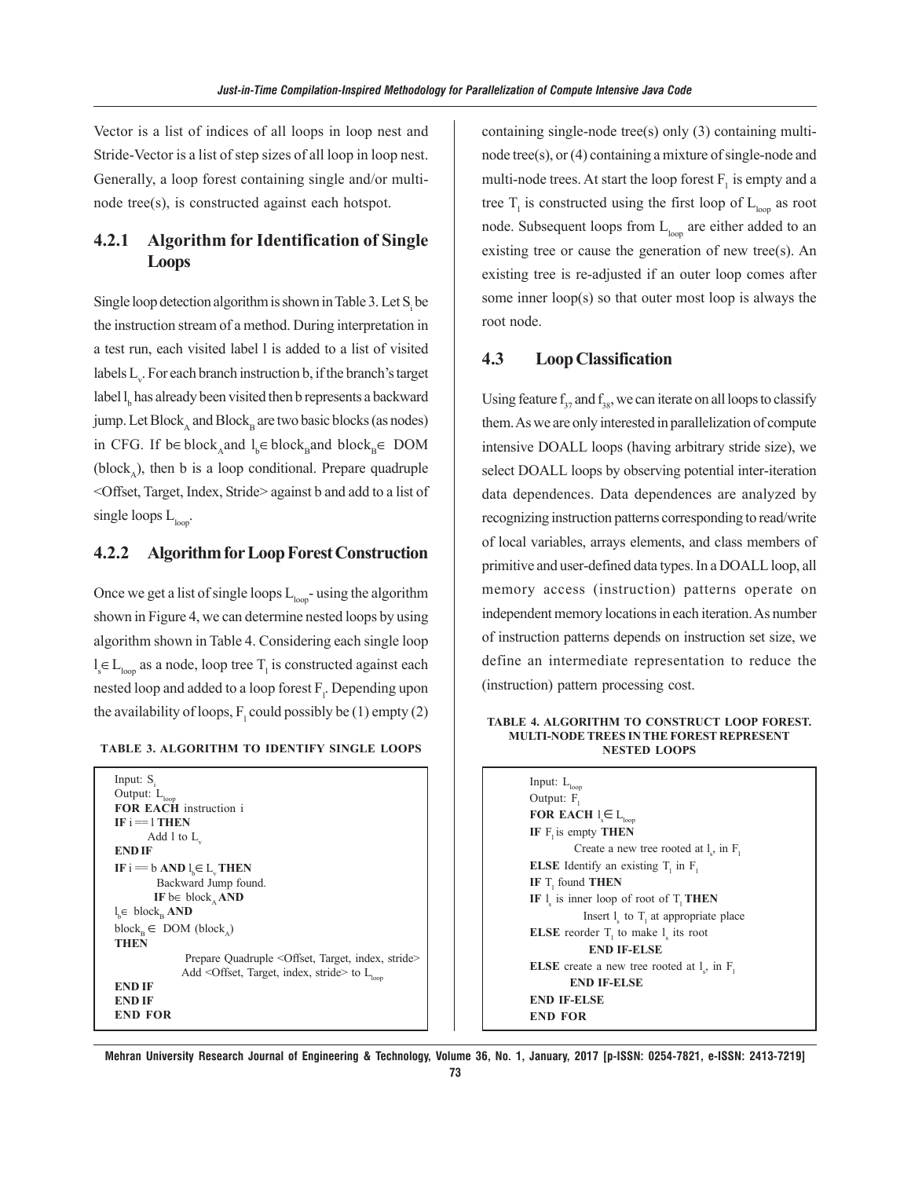Vector is a list of indices of all loops in loop nest and Stride-Vector is a list of step sizes of all loop in loop nest. Generally, a loop forest containing single and/or multi-node tree(s), is constructed against each hotspot.

### 4.2.1 Algorithm for Identification of Single Loops

Single loop detection algorithm is shown in Table 3. Let $S_i$ be the instruction stream of a method. During interpretation in a test run, each visited label l is added to a list of visited labels $L_v$. For each branch instruction b, if the branch's target label $l_b$ has already been visited then b represents a backward jump. Let $Block_A$ and $Block_B$ are two basic blocks (as nodes) in CFG. If $b \in block_A$ and $l_b \in block_B$ and $block_B \in$ DOM ($block_A$), then b is a loop conditional. Prepare quadruple <Offset, Target, Index, Stride> against b and add to a list of single loops $L_{loop}$.

### 4.2.2 Algorithm for Loop Forest Construction

Once we get a list of single loops $L_{loop}$- using the algorithm shown in Figure 4, we can determine nested loops by using algorithm shown in Table 4. Considering each single loop $l_s \in L_{loop}$ as a node, loop tree $T_l$ is constructed against each nested loop and added to a loop forest $F_l$. Depending upon the availability of loops, $F_l$ could possibly be (1) empty (2) containing single-node tree(s) only (3) containing multi-node tree(s), or (4) containing a mixture of single-node and multi-node trees. At start the loop forest $F_l$ is empty and a tree $T_l$ is constructed using the first loop of $L_{loop}$ as root node. Subsequent loops from $L_{loop}$ are either added to an existing tree or cause the generation of new tree(s). An existing tree is re-adjusted if an outer loop comes after some inner loop(s) so that outer most loop is always the root node.

**TABLE 3. ALGORITHM TO IDENTIFY SINGLE LOOPS**

```
Input: S_i
Output: L_loop
FOR EACH instruction i
IF i == l THEN
       Add l to L_v
END IF
IF i == b AND l_b ∈ L_v THEN
       Backward Jump found.
       IF b ∈ block_A AND
l_b ∈ block_B AND
block_B ∈ DOM (block_A)
THEN
              Prepare Quadruple <Offset, Target, index, stride>
              Add <Offset, Target, index, stride> to L_loop
END IF
END IF
END FOR
```

## 4.3 Loop Classification

Using feature $f_{37}$ and $f_{38}$, we can iterate on all loops to classify them. As we are only interested in parallelization of compute intensive DOALL loops (having arbitrary stride size), we select DOALL loops by observing potential inter-iteration data dependences. Data dependences are analyzed by recognizing instruction patterns corresponding to read/write of local variables, arrays elements, and class members of primitive and user-defined data types. In a DOALL loop, all memory access (instruction) patterns operate on independent memory locations in each iteration. As number of instruction patterns depends on instruction set size, we define an intermediate representation to reduce the (instruction) pattern processing cost.

**TABLE 4. ALGORITHM TO CONSTRUCT LOOP FOREST. MULTI-NODE TREES IN THE FOREST REPRESENT NESTED LOOPS**

```
Input: L_loop
Output: F_l
FOR EACH l_s ∈ L_loop
IF F_l is empty THEN
       Create a new tree rooted at l_s, in F_l
ELSE Identify an existing T_l in F_l
IF T_l found THEN
IF l_s is inner loop of root of T_l THEN
       Insert l_s to T_l at appropriate place
ELSE reorder T_l to make l_s its root
       END IF-ELSE
ELSE create a new tree rooted at l_s, in F_l
       END IF-ELSE
END IF-ELSE
END FOR
```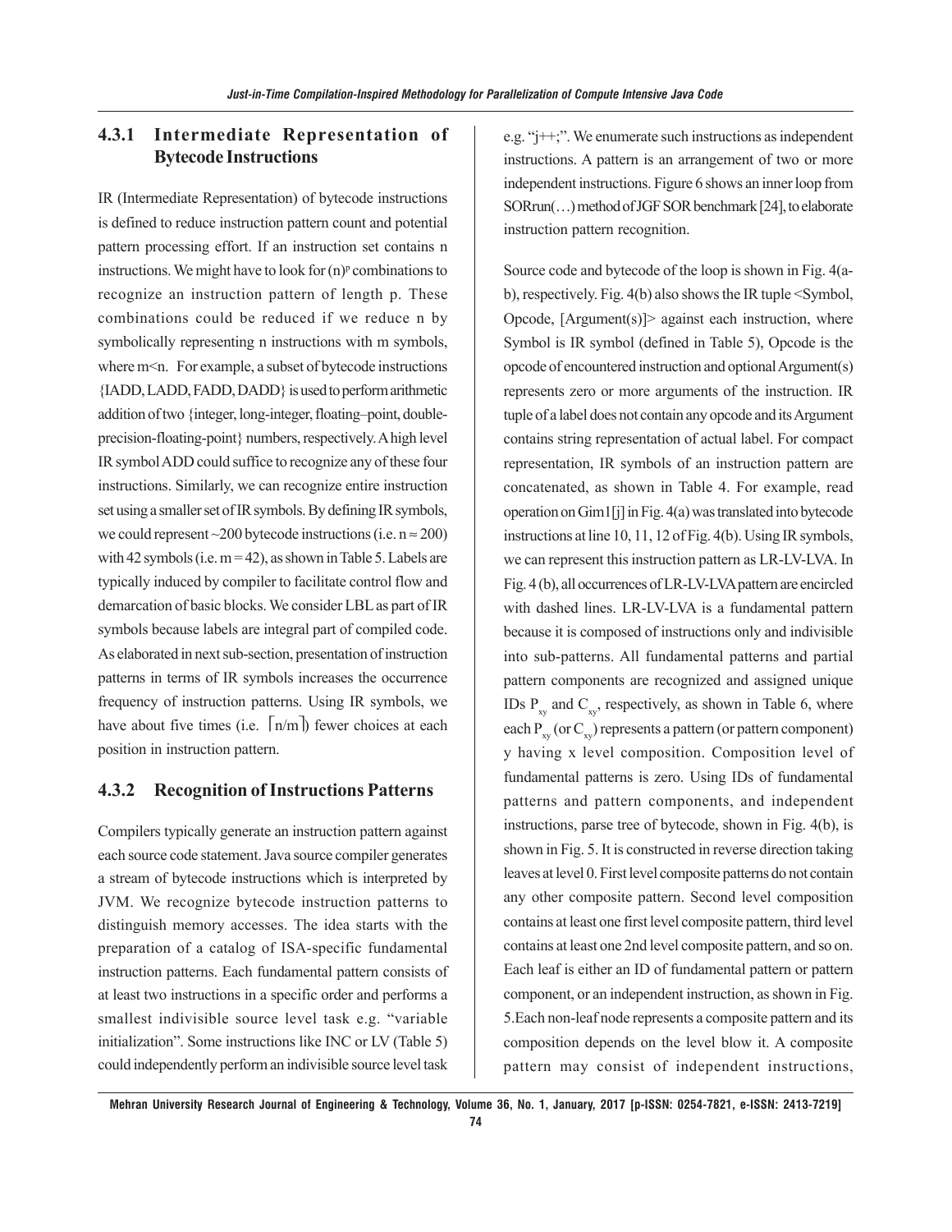### 4.3.1 Intermediate Representation of Bytecode Instructions

IR (Intermediate Representation) of bytecode instructions is defined to reduce instruction pattern count and potential pattern processing effort. If an instruction set contains n instructions. We might have to look for $(n)^p$ combinations to recognize an instruction pattern of length p. These combinations could be reduced if we reduce n by symbolically representing n instructions with m symbols, where m<n. For example, a subset of bytecode instructions {IADD, LADD, FADD, DADD} is used to perform arithmetic addition of two {integer, long-integer, floating–point, double-precision-floating-point} numbers, respectively. A high level IR symbol ADD could suffice to recognize any of these four instructions. Similarly, we can recognize entire instruction set using a smaller set of IR symbols. By defining IR symbols, we could represent ~200 bytecode instructions (i.e. $n \approx 200$) with 42 symbols (i.e. $m = 42$), as shown in Table 5. Labels are typically induced by compiler to facilitate control flow and demarcation of basic blocks. We consider LBL as part of IR symbols because labels are integral part of compiled code. As elaborated in next sub-section, presentation of instruction patterns in terms of IR symbols increases the occurrence frequency of instruction patterns. Using IR symbols, we have about five times (i.e. $\lceil n/m \rceil$) fewer choices at each position in instruction pattern.

### 4.3.2 Recognition of Instructions Patterns

Compilers typically generate an instruction pattern against each source code statement. Java source compiler generates a stream of bytecode instructions which is interpreted by JVM. We recognize bytecode instruction patterns to distinguish memory accesses. The idea starts with the preparation of a catalog of ISA-specific fundamental instruction patterns. Each fundamental pattern consists of at least two instructions in a specific order and performs a smallest indivisible source level task e.g. "variable initialization". Some instructions like INC or LV (Table 5) could independently perform an indivisible source level task e.g. "j++;". We enumerate such instructions as independent instructions. A pattern is an arrangement of two or more independent instructions. Figure 6 shows an inner loop from SORrun(…) method of JGF SOR benchmark [24], to elaborate instruction pattern recognition.

Source code and bytecode of the loop is shown in Fig. 4(a-b), respectively. Fig. 4(b) also shows the IR tuple <Symbol, Opcode, [Argument(s)]> against each instruction, where Symbol is IR symbol (defined in Table 5), Opcode is the opcode of encountered instruction and optional Argument(s) represents zero or more arguments of the instruction. IR tuple of a label does not contain any opcode and its Argument contains string representation of actual label. For compact representation, IR symbols of an instruction pattern are concatenated, as shown in Table 4. For example, read operation on Gim1[j] in Fig. 4(a) was translated into bytecode instructions at line 10, 11, 12 of Fig. 4(b). Using IR symbols, we can represent this instruction pattern as LR-LV-LVA. In Fig. 4 (b), all occurrences of LR-LV-LVA pattern are encircled with dashed lines. LR-LV-LVA is a fundamental pattern because it is composed of instructions only and indivisible into sub-patterns. All fundamental patterns and partial pattern components are recognized and assigned unique IDs $P_{xy}$ and $C_{xy}$, respectively, as shown in Table 6, where each $P_{xy}$ (or $C_{xy}$) represents a pattern (or pattern component) y having x level composition. Composition level of fundamental patterns is zero. Using IDs of fundamental patterns and pattern components, and independent instructions, parse tree of bytecode, shown in Fig. 4(b), is shown in Fig. 5. It is constructed in reverse direction taking leaves at level 0. First level composite patterns do not contain any other composite pattern. Second level composition contains at least one first level composite pattern, third level contains at least one 2nd level composite pattern, and so on. Each leaf is either an ID of fundamental pattern or pattern component, or an independent instruction, as shown in Fig. 5.Each non-leaf node represents a composite pattern and its composition depends on the level blow it. A composite pattern may consist of independent instructions,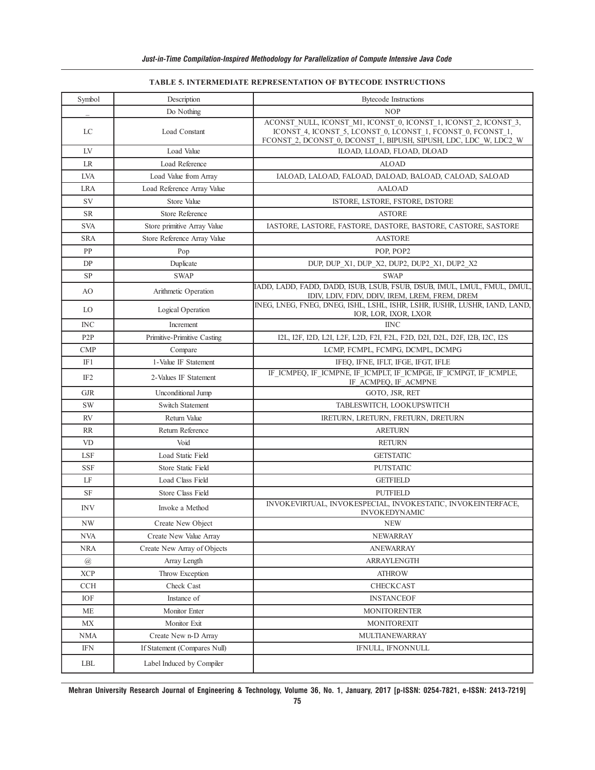**TABLE 5. INTERMEDIATE REPRESENTATION OF BYTECODE INSTRUCTIONS**

| Symbol | Description | Bytecode Instructions |
|---|---|---|
| _ | Do Nothing | NOP |
| LC | Load Constant | ACONST_NULL, ICONST_M1, ICONST_0, ICONST_1, ICONST_2, ICONST_3, ICONST_4, ICONST_5, LCONST_0, LCONST_1, FCONST_0, FCONST_1, FCONST_2, DCONST_0, DCONST_1, BIPUSH, SIPUSH, LDC, LDC_W, LDC2_W |
| LV | Load Value | ILOAD, LLOAD, FLOAD, DLOAD |
| LR | Load Reference | ALOAD |
| LVA | Load Value from Array | IALOAD, LALOAD, FALOAD, DALOAD, BALOAD, CALOAD, SALOAD |
| LRA | Load Reference Array Value | AALOAD |
| SV | Store Value | ISTORE, LSTORE, FSTORE, DSTORE |
| SR | Store Reference | ASTORE |
| SVA | Store primitive Array Value | IASTORE, LASTORE, FASTORE, DASTORE, BASTORE, CASTORE, SASTORE |
| SRA | Store Reference Array Value | AASTORE |
| PP | Pop | POP, POP2 |
| DP | Duplicate | DUP, DUP_X1, DUP_X2, DUP2, DUP2_X1, DUP2_X2 |
| SP | SWAP | SWAP |
| AO | Arithmetic Operation | IADD, LADD, FADD, DADD, ISUB, LSUB, FSUB, DSUB, IMUL, LMUL, FMUL, DMUL, IDIV, LDIV, FDIV, DDIV, IREM, LREM, FREM, DREM |
| LO | Logical Operation | INEG, LNEG, FNEG, DNEG, ISHL, LSHL, ISHR, LSHR, IUSHR, LUSHR, IAND, LAND, IOR, LOR, IXOR, LXOR |
| INC | Increment | IINC |
| P2P | Primitive-Primitive Casting | I2L, I2F, I2D, L2I, L2F, L2D, F2I, F2L, F2D, D2I, D2L, D2F, I2B, I2C, I2S |
| CMP | Compare | LCMP, FCMPL, FCMPG, DCMPL, DCMPG |
| IF1 | 1-Value IF Statement | IFEQ, IFNE, IFLT, IFGE, IFGT, IFLE |
| IF2 | 2-Values IF Statement | IF_ICMPEQ, IF_ICMPNE, IF_ICMPLT, IF_ICMPGE, IF_ICMPGT, IF_ICMPLE, IF_ACMPEQ, IF_ACMPNE |
| GJR | Unconditional Jump | GOTO, JSR, RET |
| SW | Switch Statement | TABLESWITCH, LOOKUPSWITCH |
| RV | Return Value | IRETURN, LRETURN, FRETURN, DRETURN |
| RR | Return Reference | ARETURN |
| VD | Void | RETURN |
| LSF | Load Static Field | GETSTATIC |
| SSF | Store Static Field | PUTSTATIC |
| LF | Load Class Field | GETFIELD |
| SF | Store Class Field | PUTFIELD |
| INV | Invoke a Method | INVOKEVIRTUAL, INVOKESPECIAL, INVOKESTATIC, INVOKEINTERFACE, INVOKEDYNAMIC |
| NW | Create New Object | NEW |
| NVA | Create New Value Array | NEWARRAY |
| NRA | Create New Array of Objects | ANEWARRAY |
| @ | Array Length | ARRAYLENGTH |
| XCP | Throw Exception | ATHROW |
| CCH | Check Cast | CHECKCAST |
| IOF | Instance of | INSTANCEOF |
| ME | Monitor Enter | MONITORENTER |
| MX | Monitor Exit | MONITOREXIT |
| NMA | Create New n-D Array | MULTIANEWARRAY |
| IFN | If Statement (Compares Null) | IFNULL, IFNONNULL |
| LBL | Label Induced by Compiler | |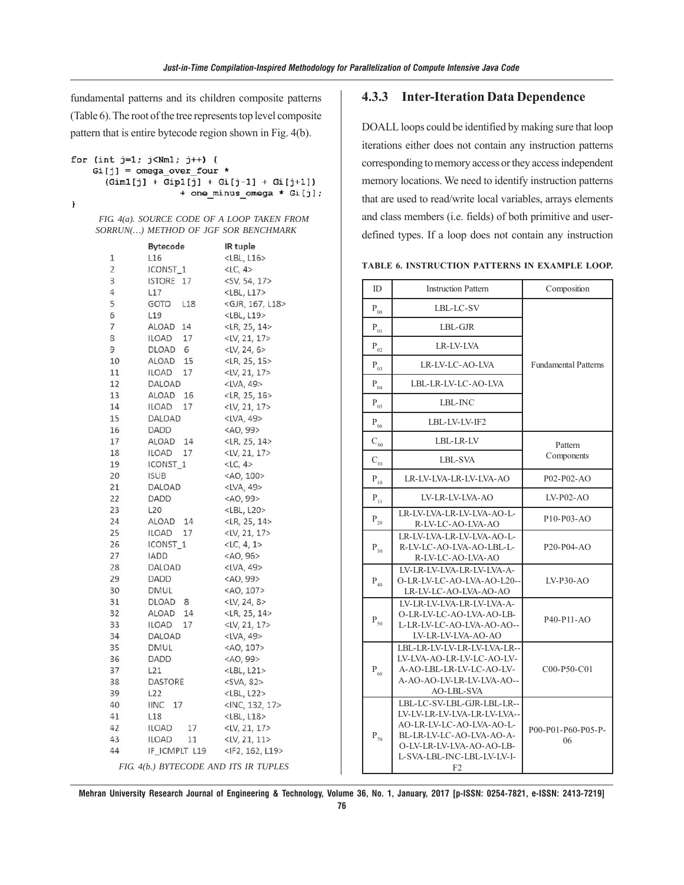fundamental patterns and its children composite patterns (Table 6). The root of the tree represents top level composite pattern that is entire bytecode region shown in Fig. 4(b).

```
for (int j=1; j<Nm1; j++) {
     Gi[j] = omega_over_four *
       (Gim1[j] + Gip1[j] + Gi[j-1] + Gi[j+1])
                  + one_minus_omega * Gi[j];
}
```

*FIG. 4(a). SOURCE CODE OF A LOOP TAKEN FROM SORRUN(…) METHOD OF JGF SOR BENCHMARK*

| | Bytecode | IR tuple |
|---|---|---|
| 1 | L16 | <LBL, L16> |
| 2 | ICONST_1 | <LC, 4> |
| 3 | ISTORE 17 | <SV, 54, 17> |
| 4 | L17 | <LBL, L17> |
| 5 | GOTO L18 | <GJR, 167, L18> |
| 6 | L19 | <LBL, L19> |
| 7 | ALOAD 14 | <LR, 25, 14> |
| 8 | ILOAD 17 | <LV, 21, 17> |
| 9 | DLOAD 6 | <LV, 24, 6> |
| 10 | ALOAD 15 | <LR, 25, 15> |
| 11 | ILOAD 17 | <LV, 21, 17> |
| 12 | DALOAD | <LVA, 49> |
| 13 | ALOAD 16 | <LR, 25, 16> |
| 14 | ILOAD 17 | <LV, 21, 17> |
| 15 | DALOAD | <LVA, 49> |
| 16 | DADD | <AO, 99> |
| 17 | ALOAD 14 | <LR, 25, 14> |
| 18 | ILOAD 17 | <LV, 21, 17> |
| 19 | ICONST_1 | <LC, 4> |
| 20 | ISUB | <AO, 100> |
| 21 | DALOAD | <LVA, 49> |
| 22 | DADD | <AO, 99> |
| 23 | L20 | <LBL, L20> |
| 24 | ALOAD 14 | <LR, 25, 14> |
| 25 | ILOAD 17 | <LV, 21, 17> |
| 26 | ICONST_1 | <LC, 4, 1> |
| 27 | IADD | <AO, 96> |
| 28 | DALOAD | <LVA, 49> |
| 29 | DADD | <AO, 99> |
| 30 | DMUL | <AO, 107> |
| 31 | DLOAD 8 | <LV, 24, 8> |
| 32 | ALOAD 14 | <LR, 25, 14> |
| 33 | ILOAD 17 | <LV, 21, 17> |
| 34 | DALOAD | <LVA, 49> |
| 35 | DMUL | <AO, 107> |
| 36 | DADD | <AO, 99> |
| 37 | L21 | <LBL, L21> |
| 38 | DASTORE | <SVA, 82> |
| 39 | L22 | <LBL, L22> |
| 40 | IINC 17 | <INC, 132, 17> |
| 41 | L18 | <LBL, L18> |
| 42 | ILOAD 17 | <LV, 21, 17> |
| 43 | ILOAD 11 | <LV, 21, 11> |
| 44 | IF_ICMPLT L19 | <IF2, 162, L19> |

*FIG. 4(b.) BYTECODE AND ITS IR TUPLES*

### 4.3.3 Inter-Iteration Data Dependence

DOALL loops could be identified by making sure that loop iterations either does not contain any instruction patterns corresponding to memory access or they access independent memory locations. We need to identify instruction patterns that are used to read/write local variables, arrays elements and class members (i.e. fields) of both primitive and user-defined types. If a loop does not contain any instruction

**TABLE 6. INSTRUCTION PATTERNS IN EXAMPLE LOOP.**

| ID | Instruction Pattern | Composition |
|---|---|---|
| $P_{00}$ | LBL-LC-SV | Fundamental Patterns |
| $P_{01}$ | LBL-GJR | |
| $P_{02}$ | LR-LV-LVA | |
| $P_{03}$ | LR-LV-LC-AO-LVA | |
| $P_{04}$ | LBL-LR-LV-LC-AO-LVA | |
| $P_{05}$ | LBL-INC | |
| $P_{06}$ | LBL-LV-LV-IF2 | |
| $C_{00}$ | LBL-LR-LV | Pattern Components |
| $C_{01}$ | LBL-SVA | |
| $P_{10}$ | LR-LV-LVA-LR-LV-LVA-AO | P02-P02-AO |
| $P_{11}$ | LV-LR-LV-LVA-AO | LV-P02-AO |
| $P_{20}$ | LR-LV-LVA-LR-LV-LVA-AO-L-R-LV-LC-AO-LVA-AO | P10-P03-AO |
| $P_{30}$ | LR-LV-LVA-LR-LV-LVA-AO-L-R-LV-LC-AO-LVA-AO-LBL-L-R-LV-LC-AO-LVA-AO | P20-P04-AO |
| $P_{40}$ | LV-LR-LV-LVA-LR-LV-LVA-A-O-LR-LV-LC-AO-LVA-AO-L20--LR-LV-LC-AO-LVA-AO-AO | LV-P30-AO |
| $P_{50}$ | LV-LR-LV-LVA-LR-LV-LVA-A-O-LR-LV-LC-AO-LVA-AO-LB-L-LR-LV-LC-AO-LVA-AO-AO--LV-LR-LV-LVA-AO-AO | P40-P11-AO |
| $P_{60}$ | LBL-LR-LV-LV-LR-LV-LVA-LR--LV-LVA-AO-LR-LV-LC-AO-LV-A-AO-LBL-LR-LV-LC-AO-LV-A-AO-AO-LV-LR-LV-LVA-AO--AO-LBL-SVA | C00-P50-C01 |
| $P_{70}$ | LBL-LC-SV-LBL-GJR-LBL-LR--LV-LV-LR-LV-LVA-LR-LV-LVA--AO-LR-LV-LC-AO-LVA-AO-L-BL-LR-LV-LC-AO-LVA-AO-A-O-LV-LR-LV-LVA-AO-AO-LB-L-SVA-LBL-INC-LBL-LV-LV-I-F2 | P00-P01-P60-P05-P-06 |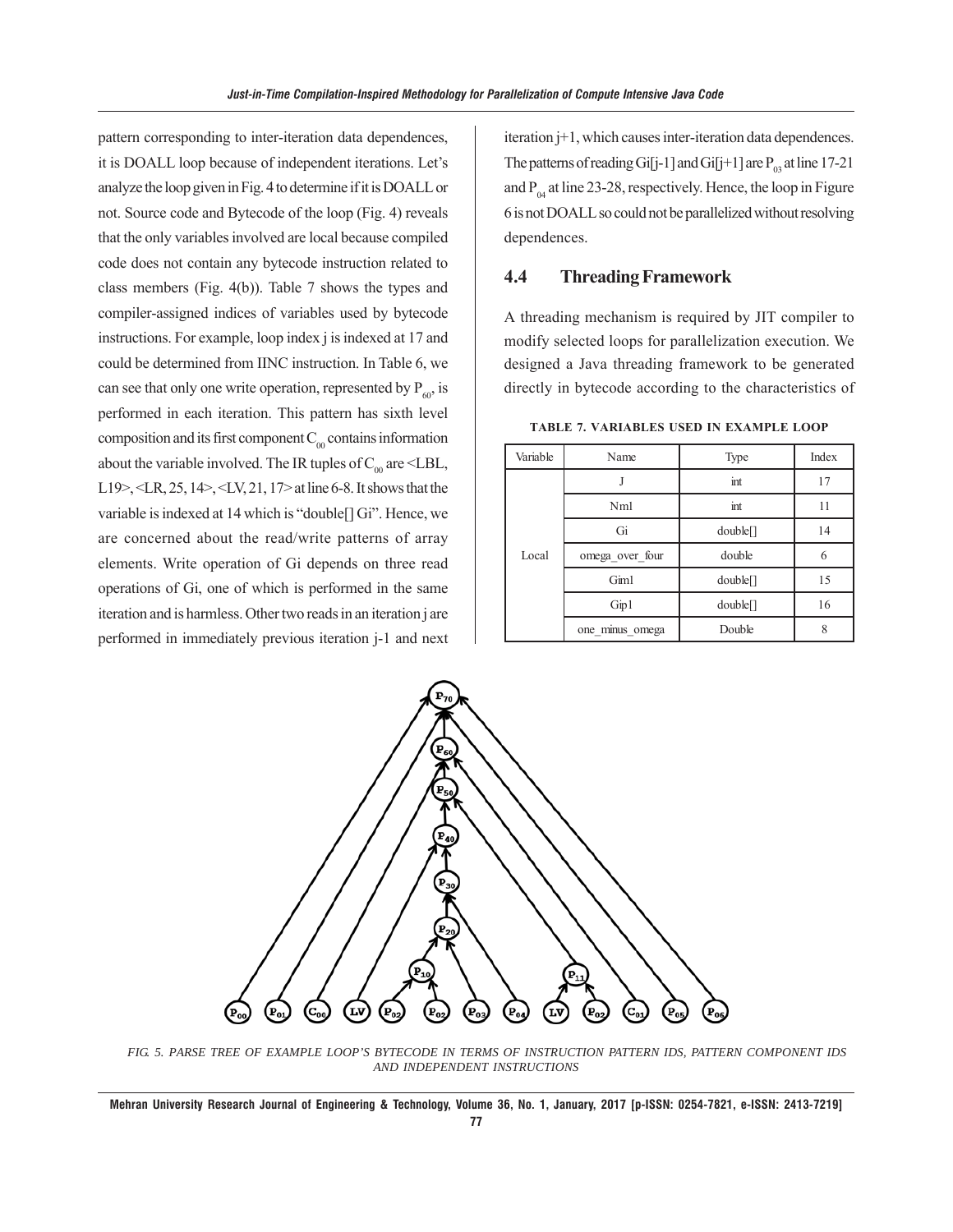pattern corresponding to inter-iteration data dependences, it is DOALL loop because of independent iterations. Let's analyze the loop given in Fig. 4 to determine if it is DOALL or not. Source code and Bytecode of the loop (Fig. 4) reveals that the only variables involved are local because compiled code does not contain any bytecode instruction related to class members (Fig. 4(b)). Table 7 shows the types and compiler-assigned indices of variables used by bytecode instructions. For example, loop index j is indexed at 17 and could be determined from IINC instruction. In Table 6, we can see that only one write operation, represented by $P_{60}$, is performed in each iteration. This pattern has sixth level composition and its first component $C_{00}$ contains information about the variable involved. The IR tuples of $C_{00}$ are <LBL, L19>, <LR, 25, 14>, <LV, 21, 17> at line 6-8. It shows that the variable is indexed at 14 which is "double[] Gi". Hence, we are concerned about the read/write patterns of array elements. Write operation of Gi depends on three read operations of Gi, one of which is performed in the same iteration and is harmless. Other two reads in an iteration j are performed in immediately previous iteration j-1 and next iteration j+1, which causes inter-iteration data dependences. The patterns of reading Gi[j-1] and Gi[j+1] are $P_{03}$ at line 17-21 and $P_{04}$ at line 23-28, respectively. Hence, the loop in Figure 6 is not DOALL so could not be parallelized without resolving dependences.

## 4.4 Threading Framework

A threading mechanism is required by JIT compiler to modify selected loops for parallelization execution. We designed a Java threading framework to be generated directly in bytecode according to the characteristics of

**TABLE 7. VARIABLES USED IN EXAMPLE LOOP**

| Variable | Name | Type | Index |
|---|---|---|---|
| Local | J | int | 17 |
| | Nml | int | 11 |
| | Gi | double[] | 14 |
| | omega_over_four | double | 6 |
| | Giml | double[] | 15 |
| | Gip1 | double[] | 16 |
| | one_minus_omega | Double | 8 |

FIG. 5. PARSE TREE OF EXAMPLE LOOP'S BYTECODE IN TERMS OF INSTRUCTION PATTERN IDS, PATTERN COMPONENT IDS AND INDEPENDENT INSTRUCTIONS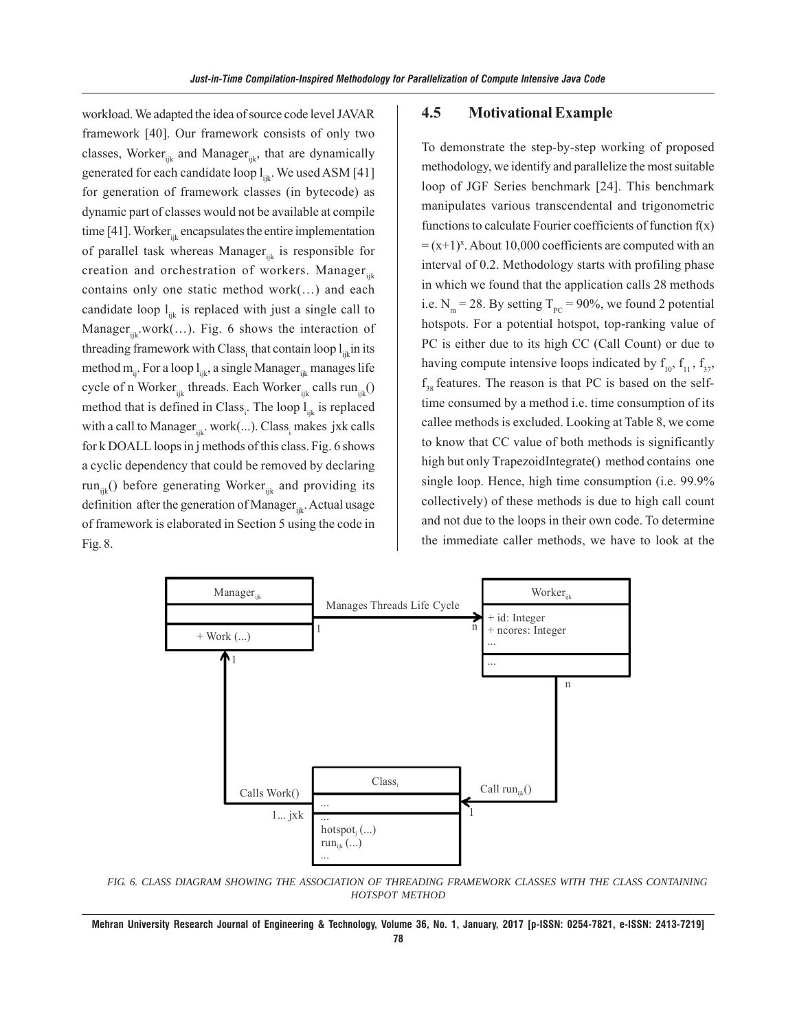workload. We adapted the idea of source code level JAVAR framework [40]. Our framework consists of only two classes, $Worker_{ijk}$ and $Manager_{ijk}$, that are dynamically generated for each candidate loop $l_{ijk}$. We used ASM [41] for generation of framework classes (in bytecode) as dynamic part of classes would not be available at compile time [41]. $Worker_{ijk}$ encapsulates the entire implementation of parallel task whereas $Manager_{ijk}$ is responsible for creation and orchestration of workers. $Manager_{ijk}$ contains only one static method work(…) and each candidate loop $l_{ijk}$ is replaced with just a single call to $Manager_{ijk}$.work(…). Fig. 6 shows the interaction of threading framework with $Class_i$ that contain loop $l_{ijk}$ in its method $m_{ij}$. For a loop $l_{ijk}$, a single $Manager_{ijk}$ manages life cycle of n $Worker_{ijk}$ threads. Each $Worker_{ijk}$ calls $run_{ijk}()$ method that is defined in $Class_i$. The loop $l_{ijk}$ is replaced with a call to $Manager_{ijk}$. work(...). $Class_i$ makes jxk calls for k DOALL loops in j methods of this class. Fig. 6 shows a cyclic dependency that could be removed by declaring $run_{ijk}()$ before generating $Worker_{ijk}$ and providing its definition after the generation of $Manager_{ijk}$. Actual usage of framework is elaborated in Section 5 using the code in Fig. 8.

## 4.5 Motivational Example

To demonstrate the step-by-step working of proposed methodology, we identify and parallelize the most suitable loop of JGF Series benchmark [24]. This benchmark manipulates various transcendental and trigonometric functions to calculate Fourier coefficients of function $f(x) = (x+1)^x$. About 10,000 coefficients are computed with an interval of 0.2. Methodology starts with profiling phase in which we found that the application calls 28 methods i.e. $N_m = 28$. By setting $T_{PC} = 90\%$, we found 2 potential hotspots. For a potential hotspot, top-ranking value of PC is either due to its high CC (Call Count) or due to having compute intensive loops indicated by $f_{10}$, $f_{11}$, $f_{37}$, $f_{38}$ features. The reason is that PC is based on the self-time consumed by a method i.e. time consumption of its callee methods is excluded. Looking at Table 8, we come to know that CC value of both methods is significantly high but only TrapezoidIntegrate() method contains one single loop. Hence, high time consumption (i.e. 99.9% collectively) of these methods is due to high call count and not due to the loops in their own code. To determine the immediate caller methods, we have to look at the

| $Manager_{ijk}$ |
|---|
| |
| + Work (...) |

| $Worker_{ijk}$ |
|---|
| + id: Integer<br>+ ncores: Integer<br>... |
| ... |

| $Class_i$ |
|---|
| ... |
| ...<br>$hotspot_j$ (...)<br>$run_{ijk}$ (...)<br>... |

Associations: $Manager_{ijk}$ (1) — Manages Threads Life Cycle → (n) $Worker_{ijk}$; $Worker_{ijk}$ (n) — Call $run_{ijk}()$ → (1) $Class_i$; $Class_i$ (1... jxk) — Calls Work() → (1) $Manager_{ijk}$

*FIG. 6. CLASS DIAGRAM SHOWING THE ASSOCIATION OF THREADING FRAMEWORK CLASSES WITH THE CLASS CONTAINING HOTSPOT METHOD*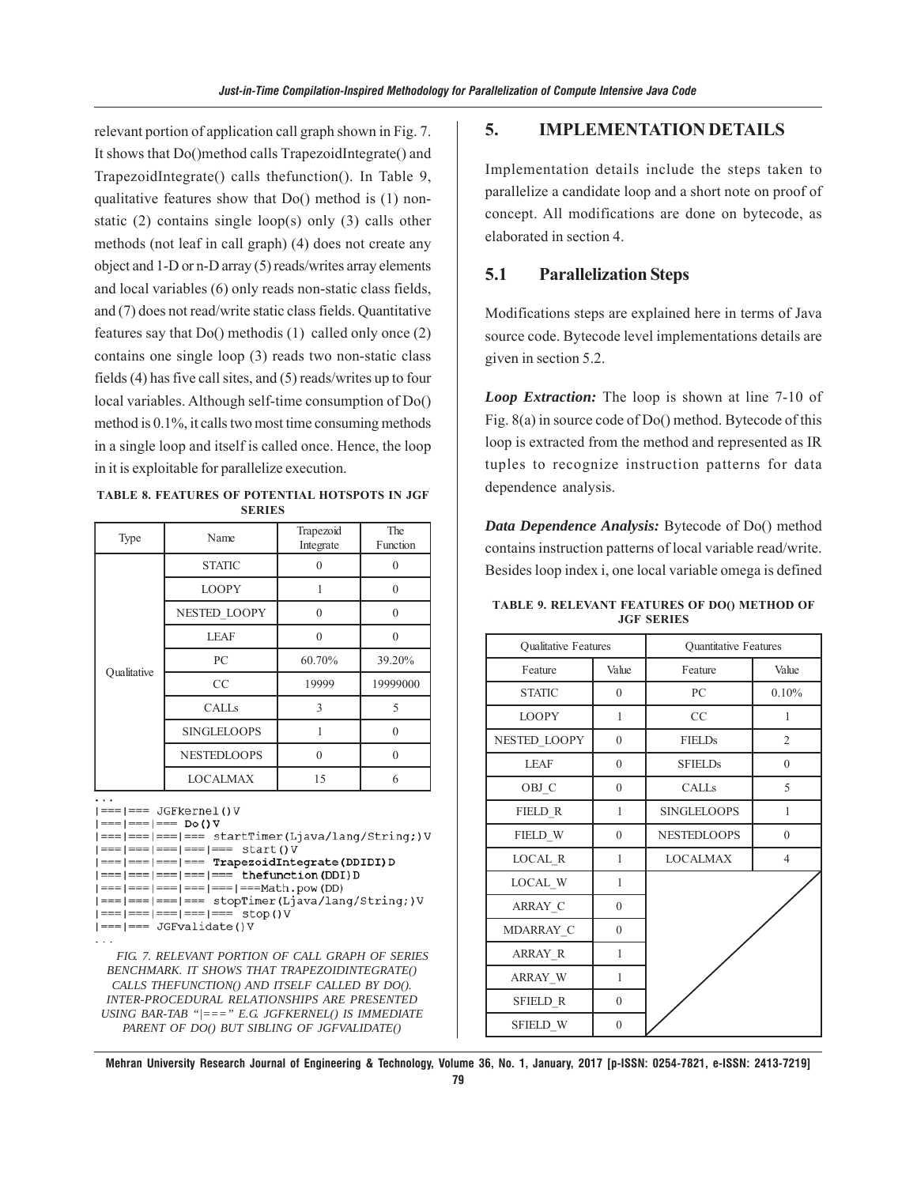relevant portion of application call graph shown in Fig. 7. It shows that Do()method calls TrapezoidIntegrate() and TrapezoidIntegrate() calls thefunction(). In Table 9, qualitative features show that Do() method is (1) non-static (2) contains single loop(s) only (3) calls other methods (not leaf in call graph) (4) does not create any object and 1-D or n-D array (5) reads/writes array elements and local variables (6) only reads non-static class fields, and (7) does not read/write static class fields. Quantitative features say that Do() methodis (1) called only once (2) contains one single loop (3) reads two non-static class fields (4) has five call sites, and (5) reads/writes up to four local variables. Although self-time consumption of Do() method is 0.1%, it calls two most time consuming methods in a single loop and itself is called once. Hence, the loop in it is exploitable for parallelize execution.

**TABLE 8. FEATURES OF POTENTIAL HOTSPOTS IN JGF SERIES**

| Type | Name | Trapezoid Integrate | The Function |
|---|---|---|---|
| Qualitative | STATIC | 0 | 0 |
| | LOOPY | 1 | 0 |
| | NESTED_LOOPY | 0 | 0 |
| | LEAF | 0 | 0 |
| | PC | 60.70% | 39.20% |
| | CC | 19999 | 19999000 |
| | CALLs | 3 | 5 |
| | SINGLELOOPS | 1 | 0 |
| | NESTEDLOOPS | 0 | 0 |
| | LOCALMAX | 15 | 6 |

```
...
|===|=== JGFkernel()V
|===|===|=== Do()V
|===|===|===|=== startTimer(Ljava/lang/String;)V
|===|===|===|===|=== start()V
|===|===|===|=== TrapezoidIntegrate(DDIDI)D
|===|===|===|===|=== thefunction(DDI)D
|===|===|===|===|===|===Math.pow(DD)
|===|===|===|=== stopTimer(Ljava/lang/String;)V
|===|===|===|===|=== stop()V
|===|=== JGFvalidate()V
...
```

*FIG. 7. RELEVANT PORTION OF CALL GRAPH OF SERIES BENCHMARK. IT SHOWS THAT TRAPEZOIDINTEGRATE() CALLS THEFUNCTION() AND ITSELF CALLED BY DO(). INTER-PROCEDURAL RELATIONSHIPS ARE PRESENTED USING BAR-TAB "|===" E.G. JGFKERNEL() IS IMMEDIATE PARENT OF DO() BUT SIBLING OF JGFVALIDATE()*

## 5. IMPLEMENTATION DETAILS

Implementation details include the steps taken to parallelize a candidate loop and a short note on proof of concept. All modifications are done on bytecode, as elaborated in section 4.

### 5.1 Parallelization Steps

Modifications steps are explained here in terms of Java source code. Bytecode level implementations details are given in section 5.2.

***Loop Extraction:*** The loop is shown at line 7-10 of Fig. 8(a) in source code of Do() method. Bytecode of this loop is extracted from the method and represented as IR tuples to recognize instruction patterns for data dependence analysis.

***Data Dependence Analysis:*** Bytecode of Do() method contains instruction patterns of local variable read/write. Besides loop index i, one local variable omega is defined

**TABLE 9. RELEVANT FEATURES OF DO() METHOD OF JGF SERIES**

| Qualitative Features | | Quantitative Features | |
|---|---|---|---|
| Feature | Value | Feature | Value |
| STATIC | 0 | PC | 0.10% |
| LOOPY | 1 | CC | 1 |
| NESTED_LOOPY | 0 | FIELDs | 2 |
| LEAF | 0 | SFIELDs | 0 |
| OBJ_C | 0 | CALLs | 5 |
| FIELD_R | 1 | SINGLELOOPS | 1 |
| FIELD_W | 0 | NESTEDLOOPS | 0 |
| LOCAL_R | 1 | LOCALMAX | 4 |
| LOCAL_W | 1 | | |
| ARRAY_C | 0 | | |
| MDARRAY_C | 0 | | |
| ARRAY_R | 1 | | |
| ARRAY_W | 1 | | |
| SFIELD_R | 0 | | |
| SFIELD_W | 0 | | |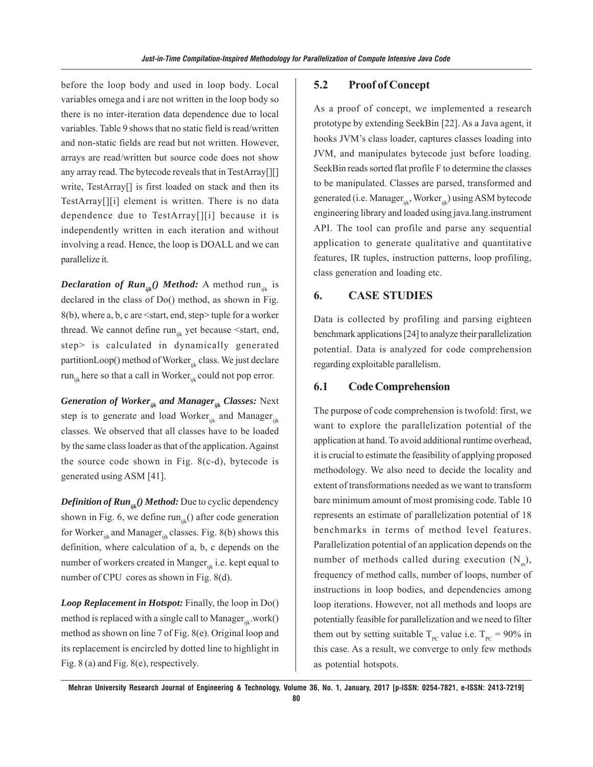before the loop body and used in loop body. Local variables omega and i are not written in the loop body so there is no inter-iteration data dependence due to local variables. Table 9 shows that no static field is read/written and non-static fields are read but not written. However, arrays are read/written but source code does not show any array read. The bytecode reveals that in TestArray[][] write, TestArray[] is first loaded on stack and then its TestArray[][i] element is written. There is no data dependence due to TestArray[][i] because it is independently written in each iteration and without involving a read. Hence, the loop is DOALL and we can parallelize it.

***Declaration of $Run_{ijk}$() Method:*** A method $run_{ijk}$ is declared in the class of Do() method, as shown in Fig. 8(b), where a, b, c are <start, end, step> tuple for a worker thread. We cannot define $run_{ijk}$ yet because <start, end, step> is calculated in dynamically generated partitionLoop() method of $Worker_{ijk}$ class. We just declare $run_{ijk}$ here so that a call in $Worker_{ijk}$ could not pop error.

***Generation of $Worker_{ijk}$ and $Manager_{ijk}$ Classes:*** Next step is to generate and load $Worker_{ijk}$ and $Manager_{ijk}$ classes. We observed that all classes have to be loaded by the same class loader as that of the application. Against the source code shown in Fig. 8(c-d), bytecode is generated using ASM [41].

***Definition of $Run_{ijk}$() Method:*** Due to cyclic dependency shown in Fig. 6, we define $run_{ijk}$() after code generation for $Worker_{ijk}$ and $Manager_{ijk}$ classes. Fig. 8(b) shows this definition, where calculation of a, b, c depends on the number of workers created in $Manger_{ijk}$ i.e. kept equal to number of CPU cores as shown in Fig. 8(d).

***Loop Replacement in Hotspot:*** Finally, the loop in Do() method is replaced with a single call to $Manager_{ijk}$.work() method as shown on line 7 of Fig. 8(e). Original loop and its replacement is encircled by dotted line to highlight in Fig. 8 (a) and Fig. 8(e), respectively.

## 5.2 Proof of Concept

As a proof of concept, we implemented a research prototype by extending SeekBin [22]. As a Java agent, it hooks JVM's class loader, captures classes loading into JVM, and manipulates bytecode just before loading. SeekBin reads sorted flat profile F to determine the classes to be manipulated. Classes are parsed, transformed and generated (i.e. $Manager_{ijk}$, $Worker_{ijk}$) using ASM bytecode engineering library and loaded using java.lang.instrument API. The tool can profile and parse any sequential application to generate qualitative and quantitative features, IR tuples, instruction patterns, loop profiling, class generation and loading etc.

# 6. CASE STUDIES

Data is collected by profiling and parsing eighteen benchmark applications [24] to analyze their parallelization potential. Data is analyzed for code comprehension regarding exploitable parallelism.

## 6.1 Code Comprehension

The purpose of code comprehension is twofold: first, we want to explore the parallelization potential of the application at hand. To avoid additional runtime overhead, it is crucial to estimate the feasibility of applying proposed methodology. We also need to decide the locality and extent of transformations needed as we want to transform bare minimum amount of most promising code. Table 10 represents an estimate of parallelization potential of 18 benchmarks in terms of method level features. Parallelization potential of an application depends on the number of methods called during execution ($N_m$), frequency of method calls, number of loops, number of instructions in loop bodies, and dependencies among loop iterations. However, not all methods and loops are potentially feasible for parallelization and we need to filter them out by setting suitable $T_{PC}$ value i.e. $T_{PC}$ = 90% in this case. As a result, we converge to only few methods as potential hotspots.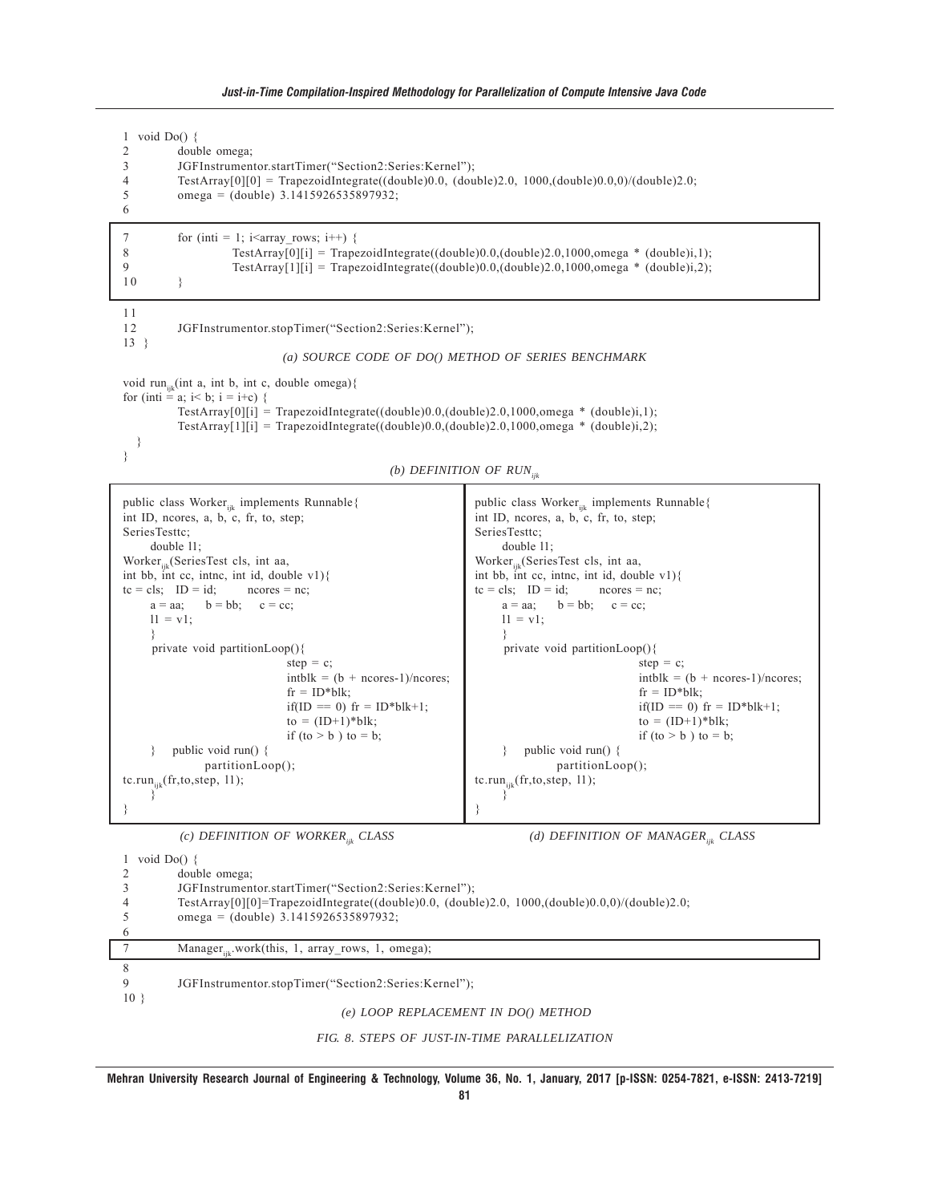```
1  void Do() {
2          double omega;
3          JGFInstrumentor.startTimer("Section2:Series:Kernel");
4          TestArray[0][0] = TrapezoidIntegrate((double)0.0, (double)2.0, 1000,(double)0.0,0)/(double)2.0;
5          omega = (double) 3.1415926535897932;
6
7          for (inti = 1; i<array_rows; i++) {
8                  TestArray[0][i] = TrapezoidIntegrate((double)0.0,(double)2.0,1000,omega * (double)i,1);
9                  TestArray[1][i] = TrapezoidIntegrate((double)0.0,(double)2.0,1000,omega * (double)i,2);
10         }
11
12         JGFInstrumentor.stopTimer("Section2:Series:Kernel");
13 }
```

*(a) SOURCE CODE OF DO() METHOD OF SERIES BENCHMARK*

```
void run_ijk(int a, int b, int c, double omega){
for (inti = a; i< b; i = i+c) {
        TestArray[0][i] = TrapezoidIntegrate((double)0.0,(double)2.0,1000,omega * (double)i,1);
        TestArray[1][i] = TrapezoidIntegrate((double)0.0,(double)2.0,1000,omega * (double)i,2);
  }
}
```

*(b) DEFINITION OF $RUN_{ijk}$*

```
public class Worker_ijk implements Runnable{
int ID, ncores, a, b, c, fr, to, step;
SeriesTesttc;
     double l1;
Worker_ijk(SeriesTest cls, int aa,
int bb, int cc, intnc, int id, double v1){
tc = cls;   ID = id;       ncores = nc;
     a = aa;     b = bb;     c = cc;
     l1 = v1;
     }
     private void partitionLoop(){
                          step = c;
                          intblk = (b + ncores-1)/ncores;
                          fr = ID*blk;
                          if(ID == 0) fr = ID*blk+1;
                          to = (ID+1)*blk;
                          if (to > b ) to = b;
     }    public void run() {
              partitionLoop();
tc.run_ijk(fr,to,step, l1);
     }
}
```

*(c) DEFINITION OF $WORKER_{ijk}$ CLASS*

```
public class Worker_ijk implements Runnable{
int ID, ncores, a, b, c, fr, to, step;
SeriesTesttc;
     double l1;
Worker_ijk(SeriesTest cls, int aa,
int bb, int cc, intnc, int id, double v1){
tc = cls;   ID = id;       ncores = nc;
     a = aa;     b = bb;     c = cc;
     l1 = v1;
     }
     private void partitionLoop(){
                          step = c;
                          intblk = (b + ncores-1)/ncores;
                          fr = ID*blk;
                          if(ID == 0) fr = ID*blk+1;
                          to = (ID+1)*blk;
                          if (to > b ) to = b;
     }    public void run() {
              partitionLoop();
tc.run_ijk(fr,to,step, l1);
     }
}
```

*(d) DEFINITION OF $MANAGER_{ijk}$ CLASS*

```
1  void Do() {
2          double omega;
3          JGFInstrumentor.startTimer("Section2:Series:Kernel");
4          TestArray[0][0]=TrapezoidIntegrate((double)0.0, (double)2.0, 1000,(double)0.0,0)/(double)2.0;
5          omega = (double) 3.1415926535897932;
6
7          Manager_ijk.work(this, 1, array_rows, 1, omega);
8
9          JGFInstrumentor.stopTimer("Section2:Series:Kernel");
10 }
```

*(e) LOOP REPLACEMENT IN DO() METHOD*

*FIG. 8. STEPS OF JUST-IN-TIME PARALLELIZATION*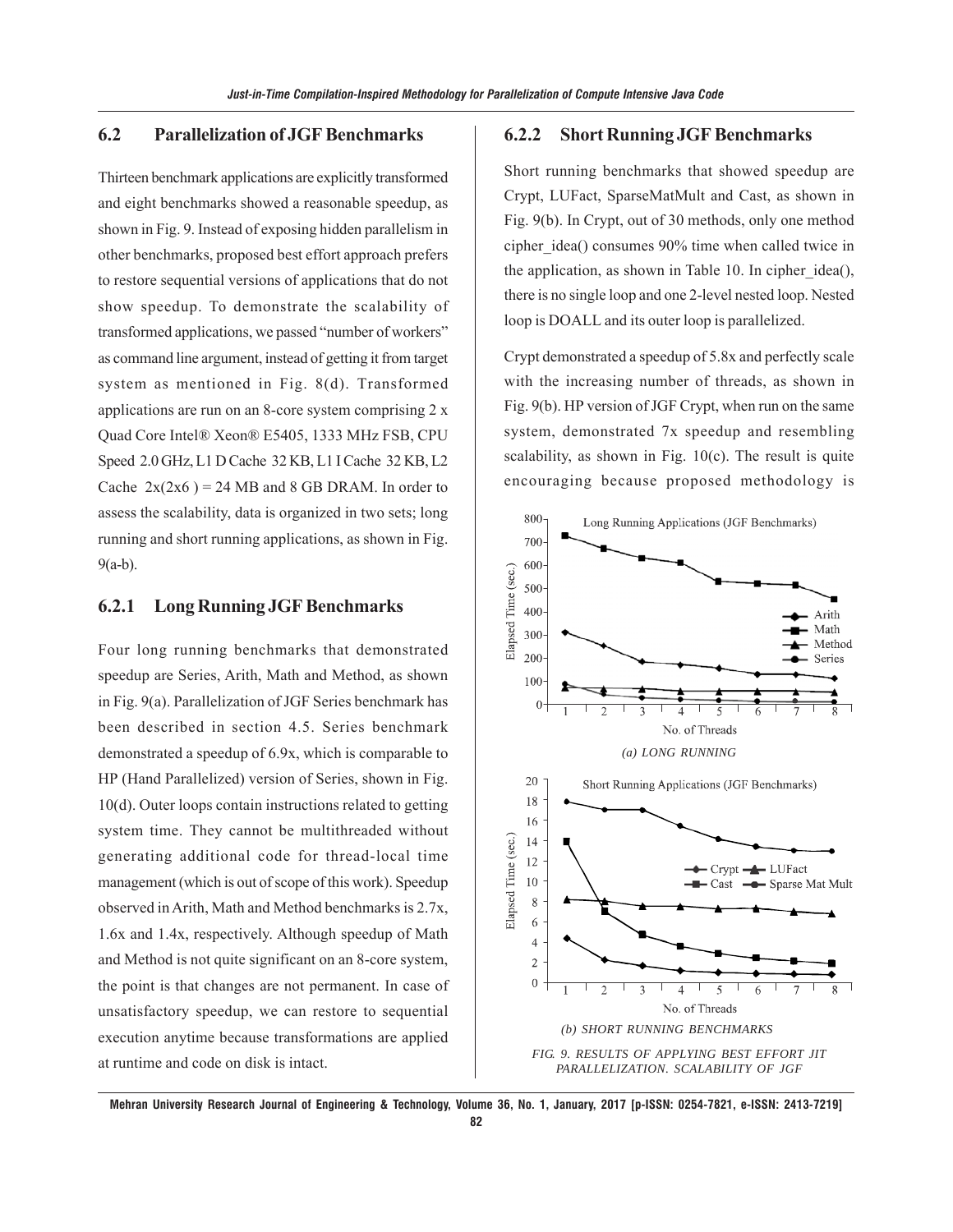## 6.2 Parallelization of JGF Benchmarks

Thirteen benchmark applications are explicitly transformed and eight benchmarks showed a reasonable speedup, as shown in Fig. 9. Instead of exposing hidden parallelism in other benchmarks, proposed best effort approach prefers to restore sequential versions of applications that do not show speedup. To demonstrate the scalability of transformed applications, we passed "number of workers" as command line argument, instead of getting it from target system as mentioned in Fig. 8(d). Transformed applications are run on an 8-core system comprising 2 x Quad Core Intel® Xeon® E5405, 1333 MHz FSB, CPU Speed 2.0 GHz, L1 D Cache 32 KB, L1 I Cache 32 KB, L2 Cache 2x(2x6) = 24 MB and 8 GB DRAM. In order to assess the scalability, data is organized in two sets; long running and short running applications, as shown in Fig. 9(a-b).

### 6.2.1 Long Running JGF Benchmarks

Four long running benchmarks that demonstrated speedup are Series, Arith, Math and Method, as shown in Fig. 9(a). Parallelization of JGF Series benchmark has been described in section 4.5. Series benchmark demonstrated a speedup of 6.9x, which is comparable to HP (Hand Parallelized) version of Series, shown in Fig. 10(d). Outer loops contain instructions related to getting system time. They cannot be multithreaded without generating additional code for thread-local time management (which is out of scope of this work). Speedup observed in Arith, Math and Method benchmarks is 2.7x, 1.6x and 1.4x, respectively. Although speedup of Math and Method is not quite significant on an 8-core system, the point is that changes are not permanent. In case of unsatisfactory speedup, we can restore to sequential execution anytime because transformations are applied at runtime and code on disk is intact.

### 6.2.2 Short Running JGF Benchmarks

Short running benchmarks that showed speedup are Crypt, LUFact, SparseMatMult and Cast, as shown in Fig. 9(b). In Crypt, out of 30 methods, only one method cipher_idea() consumes 90% time when called twice in the application, as shown in Table 10. In cipher_idea(), there is no single loop and one 2-level nested loop. Nested loop is DOALL and its outer loop is parallelized.

Crypt demonstrated a speedup of 5.8x and perfectly scale with the increasing number of threads, as shown in Fig. 9(b). HP version of JGF Crypt, when run on the same system, demonstrated 7x speedup and resembling scalability, as shown in Fig. 10(c). The result is quite encouraging because proposed methodology is

*(a) LONG RUNNING*

*(b) SHORT RUNNING BENCHMARKS*

*FIG. 9. RESULTS OF APPLYING BEST EFFORT JIT PARALLELIZATION. SCALABILITY OF JGF*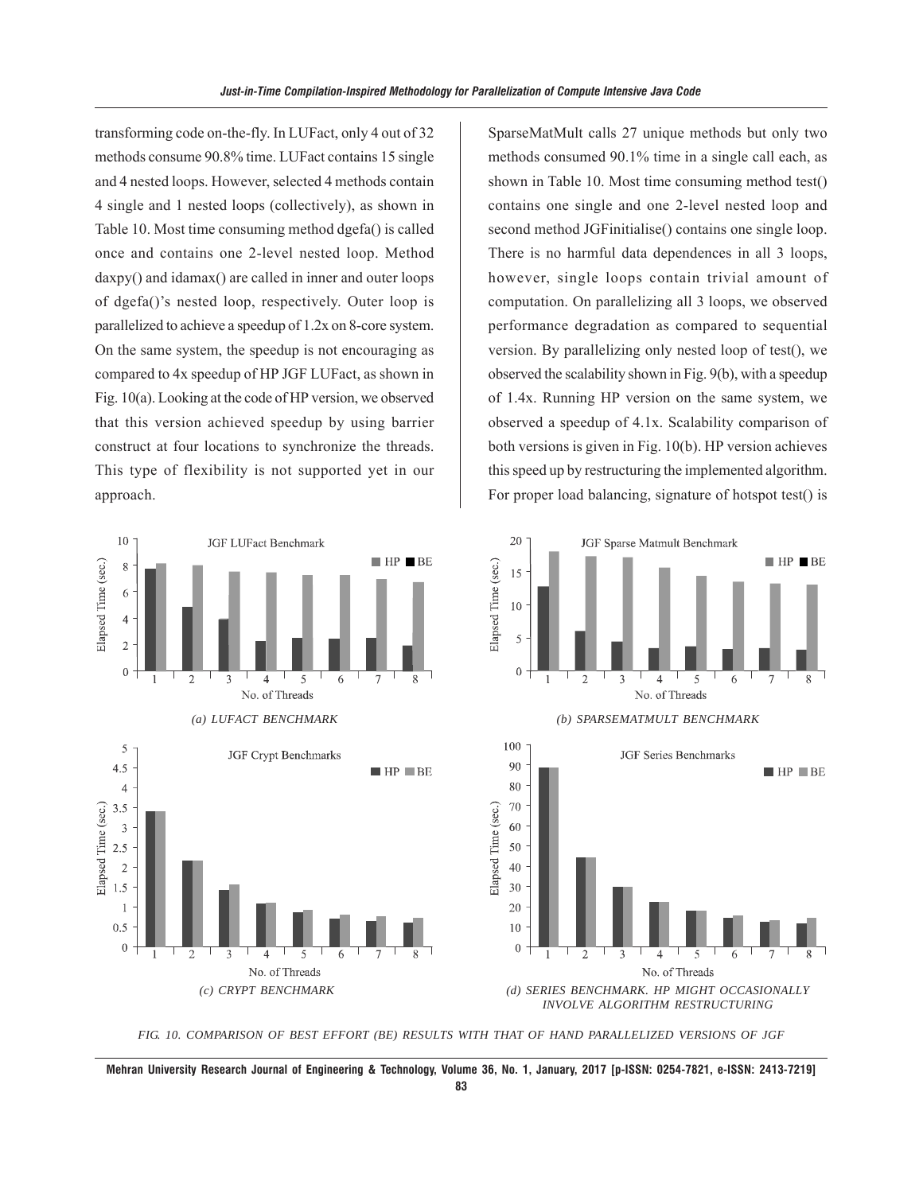transforming code on-the-fly. In LUFact, only 4 out of 32 methods consume 90.8% time. LUFact contains 15 single and 4 nested loops. However, selected 4 methods contain 4 single and 1 nested loops (collectively), as shown in Table 10. Most time consuming method dgefa() is called once and contains one 2-level nested loop. Method daxpy() and idamax() are called in inner and outer loops of dgefa()'s nested loop, respectively. Outer loop is parallelized to achieve a speedup of 1.2x on 8-core system. On the same system, the speedup is not encouraging as compared to 4x speedup of HP JGF LUFact, as shown in Fig. 10(a). Looking at the code of HP version, we observed that this version achieved speedup by using barrier construct at four locations to synchronize the threads. This type of flexibility is not supported yet in our approach.

SparseMatMult calls 27 unique methods but only two methods consumed 90.1% time in a single call each, as shown in Table 10. Most time consuming method test() contains one single and one 2-level nested loop and second method JGFinitialise() contains one single loop. There is no harmful data dependences in all 3 loops, however, single loops contain trivial amount of computation. On parallelizing all 3 loops, we observed performance degradation as compared to sequential version. By parallelizing only nested loop of test(), we observed the scalability shown in Fig. 9(b), with a speedup of 1.4x. Running HP version on the same system, we observed a speedup of 4.1x. Scalability comparison of both versions is given in Fig. 10(b). HP version achieves this speed up by restructuring the implemented algorithm. For proper load balancing, signature of hotspot test() is

*(a) LUFACT BENCHMARK*

*(b) SPARSEMATMULT BENCHMARK*

*(c) CRYPT BENCHMARK*

*(d) SERIES BENCHMARK. HP MIGHT OCCASIONALLY INVOLVE ALGORITHM RESTRUCTURING*

*FIG. 10. COMPARISON OF BEST EFFORT (BE) RESULTS WITH THAT OF HAND PARALLELIZED VERSIONS OF JGF*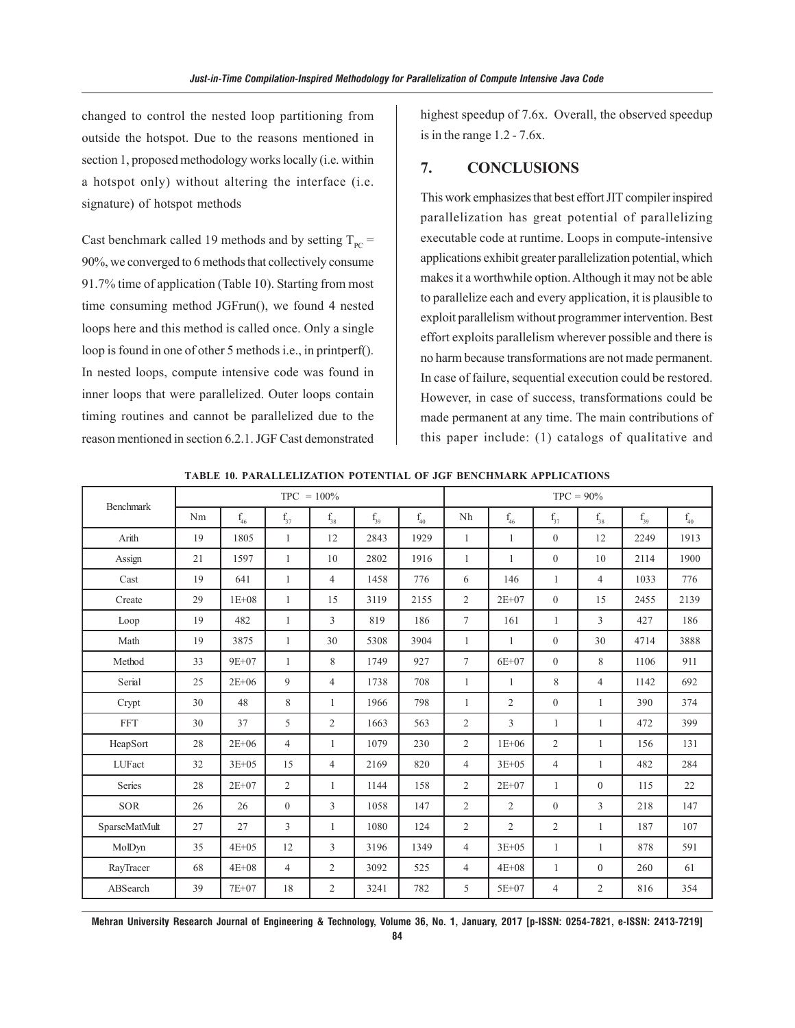changed to control the nested loop partitioning from outside the hotspot. Due to the reasons mentioned in section 1, proposed methodology works locally (i.e. within a hotspot only) without altering the interface (i.e. signature) of hotspot methods

Cast benchmark called 19 methods and by setting $T_{PC}$ = 90%, we converged to 6 methods that collectively consume 91.7% time of application (Table 10). Starting from most time consuming method JGFrun(), we found 4 nested loops here and this method is called once. Only a single loop is found in one of other 5 methods i.e., in printperf(). In nested loops, compute intensive code was found in inner loops that were parallelized. Outer loops contain timing routines and cannot be parallelized due to the reason mentioned in section 6.2.1. JGF Cast demonstrated highest speedup of 7.6x. Overall, the observed speedup is in the range 1.2 - 7.6x.

## 7. CONCLUSIONS

This work emphasizes that best effort JIT compiler inspired parallelization has great potential of parallelizing executable code at runtime. Loops in compute-intensive applications exhibit greater parallelization potential, which makes it a worthwhile option. Although it may not be able to parallelize each and every application, it is plausible to exploit parallelism without programmer intervention. Best effort exploits parallelism wherever possible and there is no harm because transformations are not made permanent. In case of failure, sequential execution could be restored. However, in case of success, transformations could be made permanent at any time. The main contributions of this paper include: (1) catalogs of qualitative and

**TABLE 10. PARALLELIZATION POTENTIAL OF JGF BENCHMARK APPLICATIONS**

| Benchmark | TPC = 100% | | | | | | TPC = 90% | | | | | |
|---|---|---|---|---|---|---|---|---|---|---|---|---|
| | Nm | $f_{46}$ | $f_{37}$ | $f_{38}$ | $f_{39}$ | $f_{40}$ | Nh | $f_{46}$ | $f_{37}$ | $f_{38}$ | $f_{39}$ | $f_{40}$ |
| Arith | 19 | 1805 | 1 | 12 | 2843 | 1929 | 1 | 1 | 0 | 12 | 2249 | 1913 |
| Assign | 21 | 1597 | 1 | 10 | 2802 | 1916 | 1 | 1 | 0 | 10 | 2114 | 1900 |
| Cast | 19 | 641 | 1 | 4 | 1458 | 776 | 6 | 146 | 1 | 4 | 1033 | 776 |
| Create | 29 | 1E+08 | 1 | 15 | 3119 | 2155 | 2 | 2E+07 | 0 | 15 | 2455 | 2139 |
| Loop | 19 | 482 | 1 | 3 | 819 | 186 | 7 | 161 | 1 | 3 | 427 | 186 |
| Math | 19 | 3875 | 1 | 30 | 5308 | 3904 | 1 | 1 | 0 | 30 | 4714 | 3888 |
| Method | 33 | 9E+07 | 1 | 8 | 1749 | 927 | 7 | 6E+07 | 0 | 8 | 1106 | 911 |
| Serial | 25 | 2E+06 | 9 | 4 | 1738 | 708 | 1 | 1 | 8 | 4 | 1142 | 692 |
| Crypt | 30 | 48 | 8 | 1 | 1966 | 798 | 1 | 2 | 0 | 1 | 390 | 374 |
| FFT | 30 | 37 | 5 | 2 | 1663 | 563 | 2 | 3 | 1 | 1 | 472 | 399 |
| HeapSort | 28 | 2E+06 | 4 | 1 | 1079 | 230 | 2 | 1E+06 | 2 | 1 | 156 | 131 |
| LUFact | 32 | 3E+05 | 15 | 4 | 2169 | 820 | 4 | 3E+05 | 4 | 1 | 482 | 284 |
| Series | 28 | 2E+07 | 2 | 1 | 1144 | 158 | 2 | 2E+07 | 1 | 0 | 115 | 22 |
| SOR | 26 | 26 | 0 | 3 | 1058 | 147 | 2 | 2 | 0 | 3 | 218 | 147 |
| SparseMatMult | 27 | 27 | 3 | 1 | 1080 | 124 | 2 | 2 | 2 | 1 | 187 | 107 |
| MolDyn | 35 | 4E+05 | 12 | 3 | 3196 | 1349 | 4 | 3E+05 | 1 | 1 | 878 | 591 |
| RayTracer | 68 | 4E+08 | 4 | 2 | 3092 | 525 | 4 | 4E+08 | 1 | 0 | 260 | 61 |
| ABSearch | 39 | 7E+07 | 18 | 2 | 3241 | 782 | 5 | 5E+07 | 4 | 2 | 816 | 354 |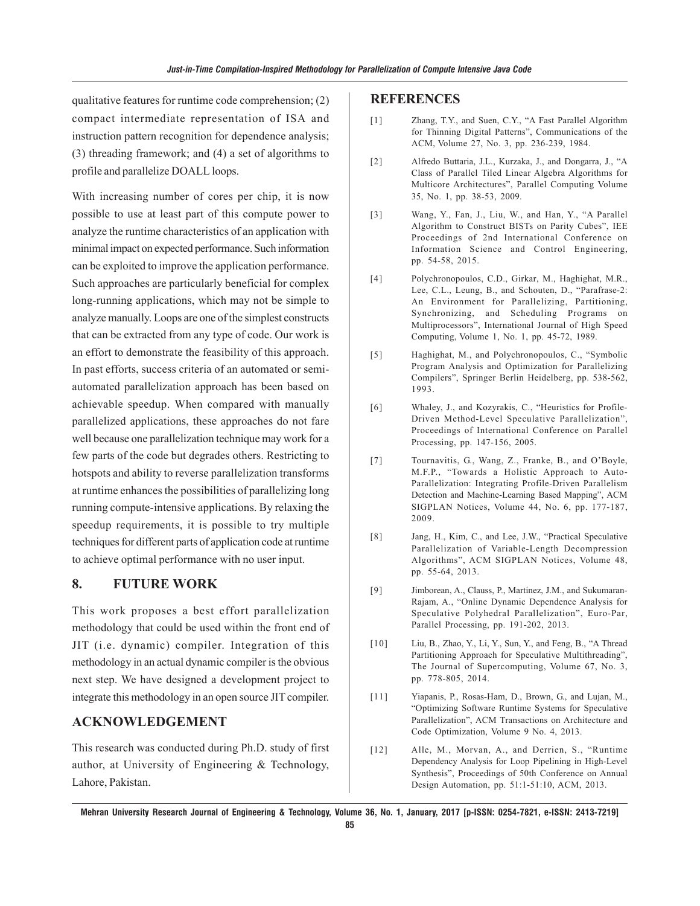qualitative features for runtime code comprehension; (2) compact intermediate representation of ISA and instruction pattern recognition for dependence analysis; (3) threading framework; and (4) a set of algorithms to profile and parallelize DOALL loops.

With increasing number of cores per chip, it is now possible to use at least part of this compute power to analyze the runtime characteristics of an application with minimal impact on expected performance. Such information can be exploited to improve the application performance. Such approaches are particularly beneficial for complex long-running applications, which may not be simple to analyze manually. Loops are one of the simplest constructs that can be extracted from any type of code. Our work is an effort to demonstrate the feasibility of this approach. In past efforts, success criteria of an automated or semi-automated parallelization approach has been based on achievable speedup. When compared with manually parallelized applications, these approaches do not fare well because one parallelization technique may work for a few parts of the code but degrades others. Restricting to hotspots and ability to reverse parallelization transforms at runtime enhances the possibilities of parallelizing long running compute-intensive applications. By relaxing the speedup requirements, it is possible to try multiple techniques for different parts of application code at runtime to achieve optimal performance with no user input.

## 8. FUTURE WORK

This work proposes a best effort parallelization methodology that could be used within the front end of JIT (i.e. dynamic) compiler. Integration of this methodology in an actual dynamic compiler is the obvious next step. We have designed a development project to integrate this methodology in an open source JIT compiler.

## ACKNOWLEDGEMENT

This research was conducted during Ph.D. study of first author, at University of Engineering & Technology, Lahore, Pakistan.

## REFERENCES

[1] Zhang, T.Y., and Suen, C.Y., "A Fast Parallel Algorithm for Thinning Digital Patterns", Communications of the ACM, Volume 27, No. 3, pp. 236-239, 1984.

[2] Alfredo Buttaria, J.L., Kurzaka, J., and Dongarra, J., "A Class of Parallel Tiled Linear Algebra Algorithms for Multicore Architectures", Parallel Computing Volume 35, No. 1, pp. 38-53, 2009.

[3] Wang, Y., Fan, J., Liu, W., and Han, Y., "A Parallel Algorithm to Construct BISTs on Parity Cubes", IEE Proceedings of 2nd International Conference on Information Science and Control Engineering, pp. 54-58, 2015.

[4] Polychronopoulos, C.D., Girkar, M., Haghighat, M.R., Lee, C.L., Leung, B., and Schouten, D., "Parafrase-2: An Environment for Parallelizing, Partitioning, Synchronizing, and Scheduling Programs on Multiprocessors", International Journal of High Speed Computing, Volume 1, No. 1, pp. 45-72, 1989.

[5] Haghighat, M., and Polychronopoulos, C., "Symbolic Program Analysis and Optimization for Parallelizing Compilers", Springer Berlin Heidelberg, pp. 538-562, 1993.

[6] Whaley, J., and Kozyrakis, C., "Heuristics for Profile-Driven Method-Level Speculative Parallelization", Proceedings of International Conference on Parallel Processing, pp. 147-156, 2005.

[7] Tournavitis, G., Wang, Z., Franke, B., and O'Boyle, M.F.P., "Towards a Holistic Approach to Auto-Parallelization: Integrating Profile-Driven Parallelism Detection and Machine-Learning Based Mapping", ACM SIGPLAN Notices, Volume 44, No. 6, pp. 177-187, 2009.

[8] Jang, H., Kim, C., and Lee, J.W., "Practical Speculative Parallelization of Variable-Length Decompression Algorithms", ACM SIGPLAN Notices, Volume 48, pp. 55-64, 2013.

[9] Jimborean, A., Clauss, P., Martinez, J.M., and Sukumaran-Rajam, A., "Online Dynamic Dependence Analysis for Speculative Polyhedral Parallelization", Euro-Par, Parallel Processing, pp. 191-202, 2013.

[10] Liu, B., Zhao, Y., Li, Y., Sun, Y., and Feng, B., "A Thread Partitioning Approach for Speculative Multithreading", The Journal of Supercomputing, Volume 67, No. 3, pp. 778-805, 2014.

[11] Yiapanis, P., Rosas-Ham, D., Brown, G., and Lujan, M., "Optimizing Software Runtime Systems for Speculative Parallelization", ACM Transactions on Architecture and Code Optimization, Volume 9 No. 4, 2013.

[12] Alle, M., Morvan, A., and Derrien, S., "Runtime Dependency Analysis for Loop Pipelining in High-Level Synthesis", Proceedings of 50th Conference on Annual Design Automation, pp. 51:1-51:10, ACM, 2013.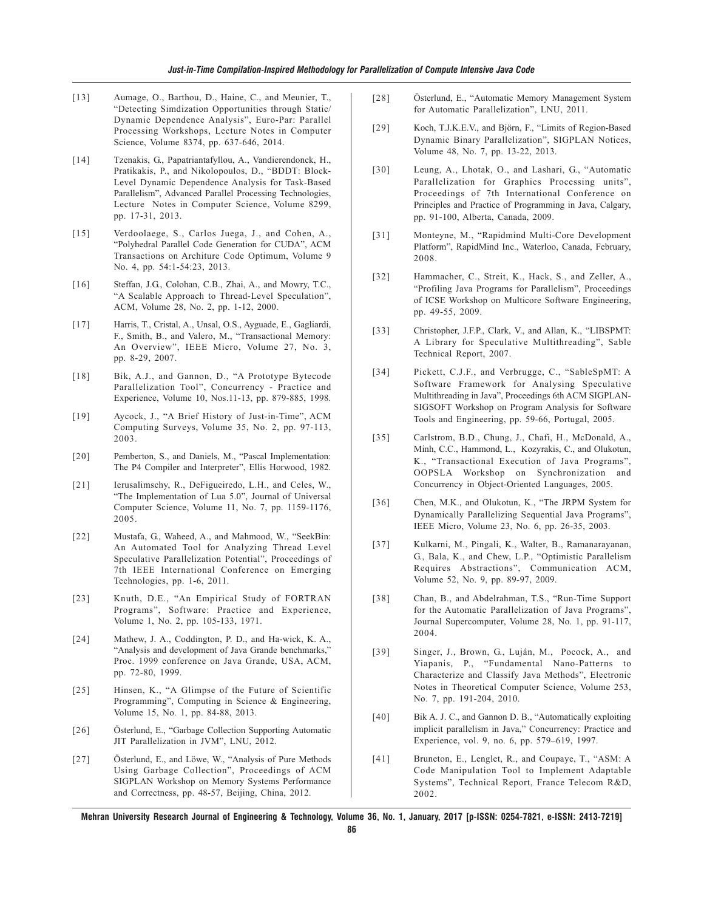[13] Aumage, O., Barthou, D., Haine, C., and Meunier, T., "Detecting Simdization Opportunities through Static/ Dynamic Dependence Analysis", Euro-Par: Parallel Processing Workshops, Lecture Notes in Computer Science, Volume 8374, pp. 637-646, 2014.

[14] Tzenakis, G., Papatriantafyllou, A., Vandierendonck, H., Pratikakis, P., and Nikolopoulos, D., "BDDT: Block-Level Dynamic Dependence Analysis for Task-Based Parallelism", Advanced Parallel Processing Technologies, Lecture Notes in Computer Science, Volume 8299, pp. 17-31, 2013.

[15] Verdoolaege, S., Carlos Juega, J., and Cohen, A., "Polyhedral Parallel Code Generation for CUDA", ACM Transactions on Architure Code Optimum, Volume 9 No. 4, pp. 54:1-54:23, 2013.

[16] Steffan, J.G., Colohan, C.B., Zhai, A., and Mowry, T.C., "A Scalable Approach to Thread-Level Speculation", ACM, Volume 28, No. 2, pp. 1-12, 2000.

[17] Harris, T., Cristal, A., Unsal, O.S., Ayguade, E., Gagliardi, F., Smith, B., and Valero, M., "Transactional Memory: An Overview", IEEE Micro, Volume 27, No. 3, pp. 8-29, 2007.

[18] Bik, A.J., and Gannon, D., "A Prototype Bytecode Parallelization Tool", Concurrency - Practice and Experience, Volume 10, Nos.11-13, pp. 879-885, 1998.

[19] Aycock, J., "A Brief History of Just-in-Time", ACM Computing Surveys, Volume 35, No. 2, pp. 97-113, 2003.

[20] Pemberton, S., and Daniels, M., "Pascal Implementation: The P4 Compiler and Interpreter", Ellis Horwood, 1982.

[21] Ierusalimschy, R., DeFigueiredo, L.H., and Celes, W., "The Implementation of Lua 5.0", Journal of Universal Computer Science, Volume 11, No. 7, pp. 1159-1176, 2005.

[22] Mustafa, G., Waheed, A., and Mahmood, W., "SeekBin: An Automated Tool for Analyzing Thread Level Speculative Parallelization Potential", Proceedings of 7th IEEE International Conference on Emerging Technologies, pp. 1-6, 2011.

[23] Knuth, D.E., "An Empirical Study of FORTRAN Programs", Software: Practice and Experience, Volume 1, No. 2, pp. 105-133, 1971.

[24] Mathew, J. A., Coddington, P. D., and Ha-wick, K. A., "Analysis and development of Java Grande benchmarks," Proc. 1999 conference on Java Grande, USA, ACM, pp. 72-80, 1999.

[25] Hinsen, K., "A Glimpse of the Future of Scientific Programming", Computing in Science & Engineering, Volume 15, No. 1, pp. 84-88, 2013.

[26] Österlund, E., "Garbage Collection Supporting Automatic JIT Parallelization in JVM", LNU, 2012.

[27] Österlund, E., and Löwe, W., "Analysis of Pure Methods Using Garbage Collection", Proceedings of ACM SIGPLAN Workshop on Memory Systems Performance and Correctness, pp. 48-57, Beijing, China, 2012.

[28] Österlund, E., "Automatic Memory Management System for Automatic Parallelization", LNU, 2011.

[29] Koch, T.J.K.E.V., and Björn, F., "Limits of Region-Based Dynamic Binary Parallelization", SIGPLAN Notices, Volume 48, No. 7, pp. 13-22, 2013.

[30] Leung, A., Lhotak, O., and Lashari, G., "Automatic Parallelization for Graphics Processing units", Proceedings of 7th International Conference on Principles and Practice of Programming in Java, Calgary, pp. 91-100, Alberta, Canada, 2009.

[31] Monteyne, M., "Rapidmind Multi-Core Development Platform", RapidMind Inc., Waterloo, Canada, February, 2008.

[32] Hammacher, C., Streit, K., Hack, S., and Zeller, A., "Profiling Java Programs for Parallelism", Proceedings of ICSE Workshop on Multicore Software Engineering, pp. 49-55, 2009.

[33] Christopher, J.F.P., Clark, V., and Allan, K., "LIBSPMT: A Library for Speculative Multithreading", Sable Technical Report, 2007.

[34] Pickett, C.J.F., and Verbrugge, C., "SableSpMT: A Software Framework for Analysing Speculative Multithreading in Java", Proceedings 6th ACM SIGPLAN-SIGSOFT Workshop on Program Analysis for Software Tools and Engineering, pp. 59-66, Portugal, 2005.

[35] Carlstrom, B.D., Chung, J., Chafi, H., McDonald, A., Minh, C.C., Hammond, L., Kozyrakis, C., and Olukotun, K., "Transactional Execution of Java Programs", OOPSLA Workshop on Synchronization and Concurrency in Object-Oriented Languages, 2005.

[36] Chen, M.K., and Olukotun, K., "The JRPM System for Dynamically Parallelizing Sequential Java Programs", IEEE Micro, Volume 23, No. 6, pp. 26-35, 2003.

[37] Kulkarni, M., Pingali, K., Walter, B., Ramanarayanan, G., Bala, K., and Chew, L.P., "Optimistic Parallelism Requires Abstractions", Communication ACM, Volume 52, No. 9, pp. 89-97, 2009.

[38] Chan, B., and Abdelrahman, T.S., "Run-Time Support for the Automatic Parallelization of Java Programs", Journal Supercomputer, Volume 28, No. 1, pp. 91-117, 2004.

[39] Singer, J., Brown, G., Luján, M., Pocock, A., and Yiapanis, P., "Fundamental Nano-Patterns to Characterize and Classify Java Methods", Electronic Notes in Theoretical Computer Science, Volume 253, No. 7, pp. 191-204, 2010.

[40] Bik A. J. C., and Gannon D. B., "Automatically exploiting implicit parallelism in Java," Concurrency: Practice and Experience, vol. 9, no. 6, pp. 579–619, 1997.

[41] Bruneton, E., Lenglet, R., and Coupaye, T., "ASM: A Code Manipulation Tool to Implement Adaptable Systems", Technical Report, France Telecom R&D, 2002.